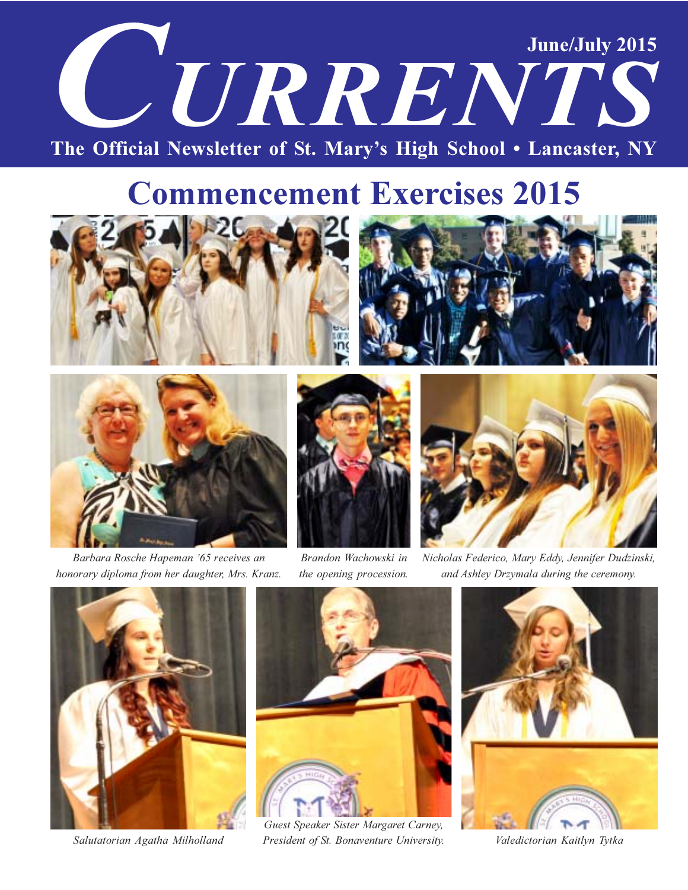# CURRENTS

June/July 2015

The Official Newsletter of St. Mary's High School • Lancaster, NY

## Commencement Exercises 2015

*Barbara Rosche Hapeman '65 receives an honorary diploma from her daughter, Mrs. Kranz.*

*Brandon Wachowski in the opening procession.*

*Nicholas Federico, Mary Eddy, Jennifer Dudzinski, and Ashley Drzymala during the ceremony.*

*Salutatorian Agatha Milholland*

*Guest Speaker Sister Margaret Carney, President of St. Bonaventure University.*

*Valedictorian Kaitlyn Tytka*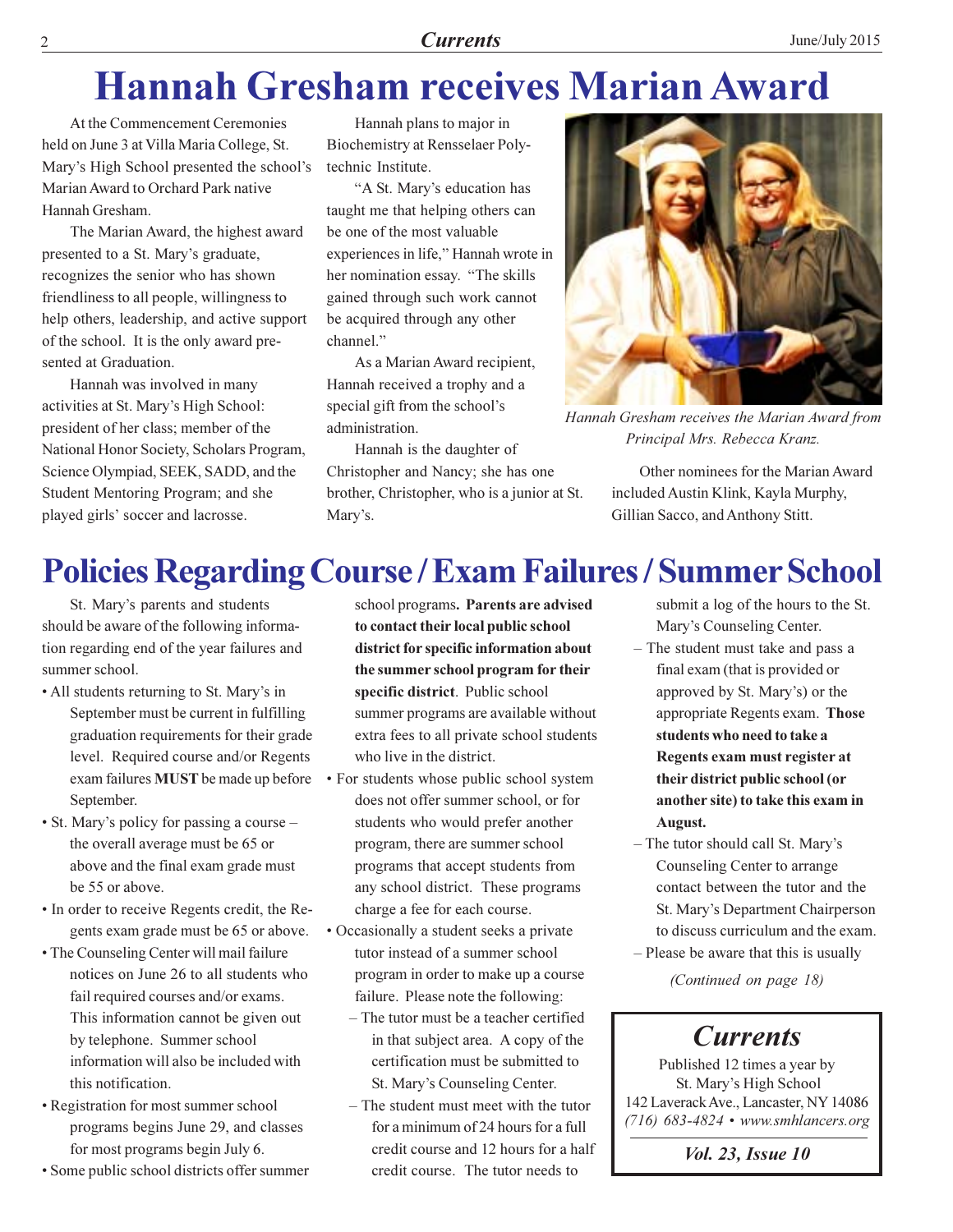# Hannah Gresham receives Marian Award

At the Commencement Ceremonies held on June 3 at Villa Maria College, St. Mary's High School presented the school's Marian Award to Orchard Park native Hannah Gresham.

The Marian Award, the highest award presented to a St. Mary's graduate, recognizes the senior who has shown friendliness to all people, willingness to help others, leadership, and active support of the school. It is the only award presented at Graduation.

Hannah was involved in many activities at St. Mary's High School: president of her class; member of the National Honor Society, Scholars Program, Science Olympiad, SEEK, SADD, and the Student Mentoring Program; and she played girls' soccer and lacrosse.

Hannah plans to major in Biochemistry at Rensselaer Polytechnic Institute.

"A St. Mary's education has taught me that helping others can be one of the most valuable experiences in life," Hannah wrote in her nomination essay. "The skills gained through such work cannot be acquired through any other channel."

As a Marian Award recipient, Hannah received a trophy and a special gift from the school's administration.

Hannah is the daughter of Christopher and Nancy; she has one brother, Christopher, who is a junior at St. Mary's.

*Hannah Gresham receives the Marian Award from Principal Mrs. Rebecca Kranz.*

Other nominees for the Marian Award included Austin Klink, Kayla Murphy, Gillian Sacco, and Anthony Stitt.

# Policies Regarding Course / Exam Failures / Summer School

St. Mary's parents and students should be aware of the following information regarding end of the year failures and summer school.

- All students returning to St. Mary's in September must be current in fulfilling graduation requirements for their grade level. Required course and/or Regents exam failures **MUST** be made up before September.
- St. Mary's policy for passing a course – the overall average must be 65 or above and the final exam grade must be 55 or above.
- In order to receive Regents credit, the Regents exam grade must be 65 or above.
- The Counseling Center will mail failure notices on June 26 to all students who fail required courses and/or exams. This information cannot be given out by telephone. Summer school information will also be included with this notification.
- Registration for most summer school programs begins June 29, and classes for most programs begin July 6.
- Some public school districts offer summer school programs. **Parents are advised to contact their local public school district for specific information about the summer school program for their specific district**. Public school summer programs are available without extra fees to all private school students who live in the district.
- For students whose public school system does not offer summer school, or for students who would prefer another program, there are summer school programs that accept students from any school district. These programs charge a fee for each course.
- Occasionally a student seeks a private tutor instead of a summer school program in order to make up a course failure. Please note the following:
  - The tutor must be a teacher certified in that subject area. A copy of the certification must be submitted to St. Mary's Counseling Center.
  - The student must meet with the tutor for a minimum of 24 hours for a full credit course and 12 hours for a half credit course. The tutor needs to submit a log of the hours to the St. Mary's Counseling Center.
  - The student must take and pass a final exam (that is provided or approved by St. Mary's) or the appropriate Regents exam. **Those students who need to take a Regents exam must register at their district public school (or another site) to take this exam in August.**
  - The tutor should call St. Mary's Counseling Center to arrange contact between the tutor and the St. Mary's Department Chairperson to discuss curriculum and the exam.
  - Please be aware that this is usually

*(Continued on page 18)*

## *Currents*

Published 12 times a year by
St. Mary's High School
142 Laverack Ave., Lancaster, NY 14086
*(716) 683-4824 • www.smhlancers.org*

***Vol. 23, Issue 10***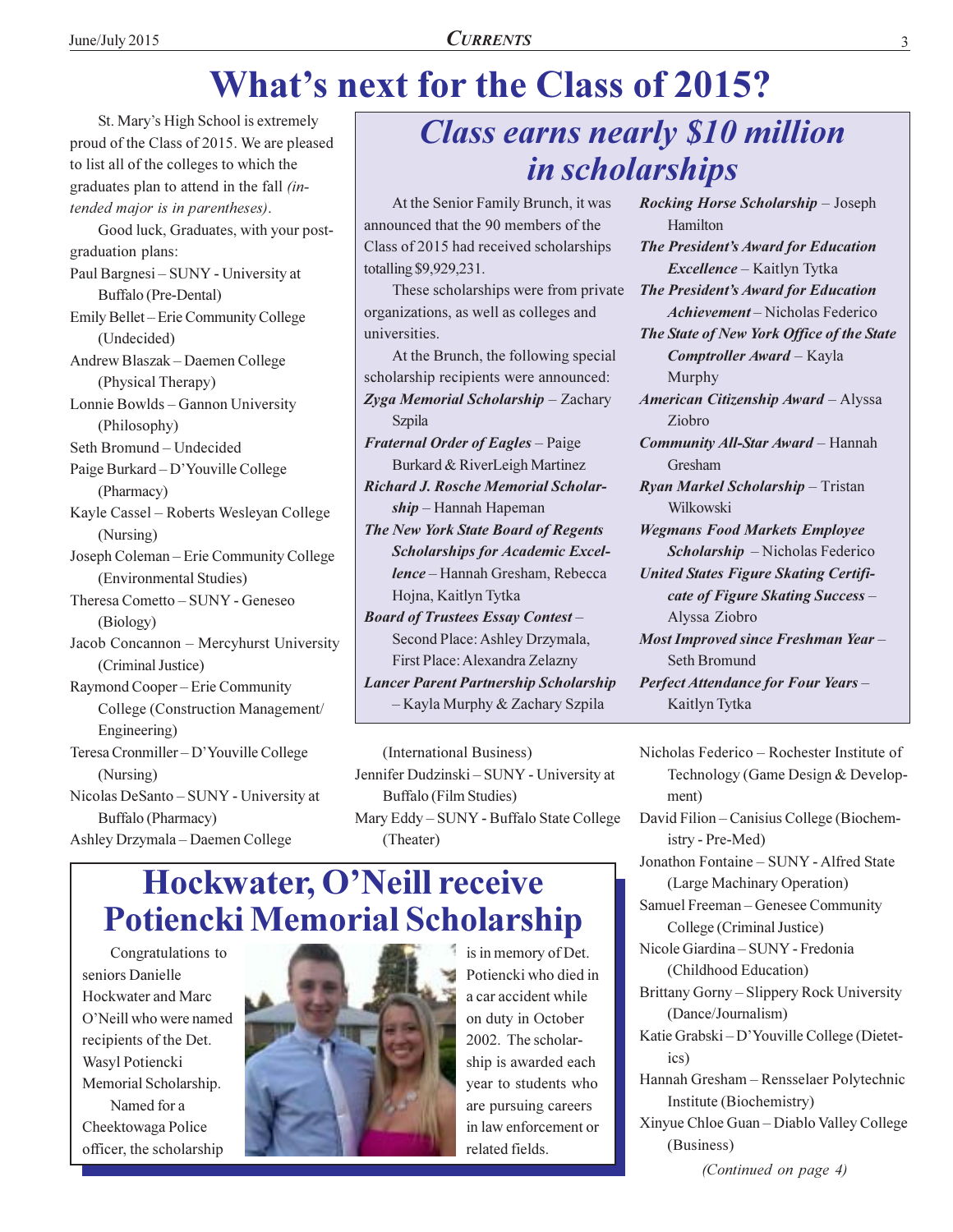# What's next for the Class of 2015?

St. Mary's High School is extremely proud of the Class of 2015. We are pleased to list all of the colleges to which the graduates plan to attend in the fall *(intended major is in parentheses)*.

Good luck, Graduates, with your post-graduation plans:

Paul Bargnesi – SUNY - University at Buffalo (Pre-Dental)
Emily Bellet – Erie Community College (Undecided)
Andrew Blaszak – Daemen College (Physical Therapy)
Lonnie Bowlds – Gannon University (Philosophy)
Seth Bromund – Undecided
Paige Burkard – D'Youville College (Pharmacy)
Kayle Cassel – Roberts Wesleyan College (Nursing)
Joseph Coleman – Erie Community College (Environmental Studies)
Theresa Cometto – SUNY - Geneseo (Biology)
Jacob Concannon – Mercyhurst University (Criminal Justice)
Raymond Cooper – Erie Community College (Construction Management/ Engineering)
Teresa Cronmiller – D'Youville College (Nursing)
Nicolas DeSanto – SUNY - University at Buffalo (Pharmacy)
Ashley Drzymala – Daemen College (International Business)
Jennifer Dudzinski – SUNY - University at Buffalo (Film Studies)
Mary Eddy – SUNY - Buffalo State College (Theater)
Nicholas Federico – Rochester Institute of Technology (Game Design & Development)
David Filion – Canisius College (Biochemistry - Pre-Med)
Jonathon Fontaine – SUNY - Alfred State (Large Machinary Operation)
Samuel Freeman – Genesee Community College (Criminal Justice)
Nicole Giardina – SUNY - Fredonia (Childhood Education)
Brittany Gorny – Slippery Rock University (Dance/Journalism)
Katie Grabski – D'Youville College (Dietetics)
Hannah Gresham – Rensselaer Polytechnic Institute (Biochemistry)
Xinyue Chloe Guan – Diablo Valley College (Business)

*(Continued on page 4)*

## *Class earns nearly $10 million in scholarships*

At the Senior Family Brunch, it was announced that the 90 members of the Class of 2015 had received scholarships totalling $9,929,231.

These scholarships were from private organizations, as well as colleges and universities.

At the Brunch, the following special scholarship recipients were announced:

***Zyga Memorial Scholarship*** – Zachary Szpila
***Fraternal Order of Eagles*** – Paige Burkard & RiverLeigh Martinez
***Richard J. Rosche Memorial Scholarship*** – Hannah Hapeman
***The New York State Board of Regents Scholarships for Academic Excellence*** – Hannah Gresham, Rebecca Hojna, Kaitlyn Tytka
***Board of Trustees Essay Contest*** – Second Place: Ashley Drzymala, First Place: Alexandra Zelazny
***Lancer Parent Partnership Scholarship*** – Kayla Murphy & Zachary Szpila
***Rocking Horse Scholarship*** – Joseph Hamilton
***The President's Award for Education Excellence*** – Kaitlyn Tytka
***The President's Award for Education Achievement*** – Nicholas Federico
***The State of New York Office of the State Comptroller Award*** – Kayla Murphy
***American Citizenship Award*** – Alyssa Ziobro
***Community All-Star Award*** – Hannah Gresham
***Ryan Markel Scholarship*** – Tristan Wilkowski
***Wegmans Food Markets Employee Scholarship*** – Nicholas Federico
***United States Figure Skating Certificate of Figure Skating Success*** – Alyssa Ziobro
***Most Improved since Freshman Year*** – Seth Bromund
***Perfect Attendance for Four Years*** – Kaitlyn Tytka

## Hockwater, O'Neill receive Potiencki Memorial Scholarship

Congratulations to seniors Danielle Hockwater and Marc O'Neill who were named recipients of the Det. Wasyl Potiencki Memorial Scholarship.

Named for a Cheektowaga Police officer, the scholarship is in memory of Det. Potiencki who died in a car accident while on duty in October 2002. The scholarship is awarded each year to students who are pursuing careers in law enforcement or related fields.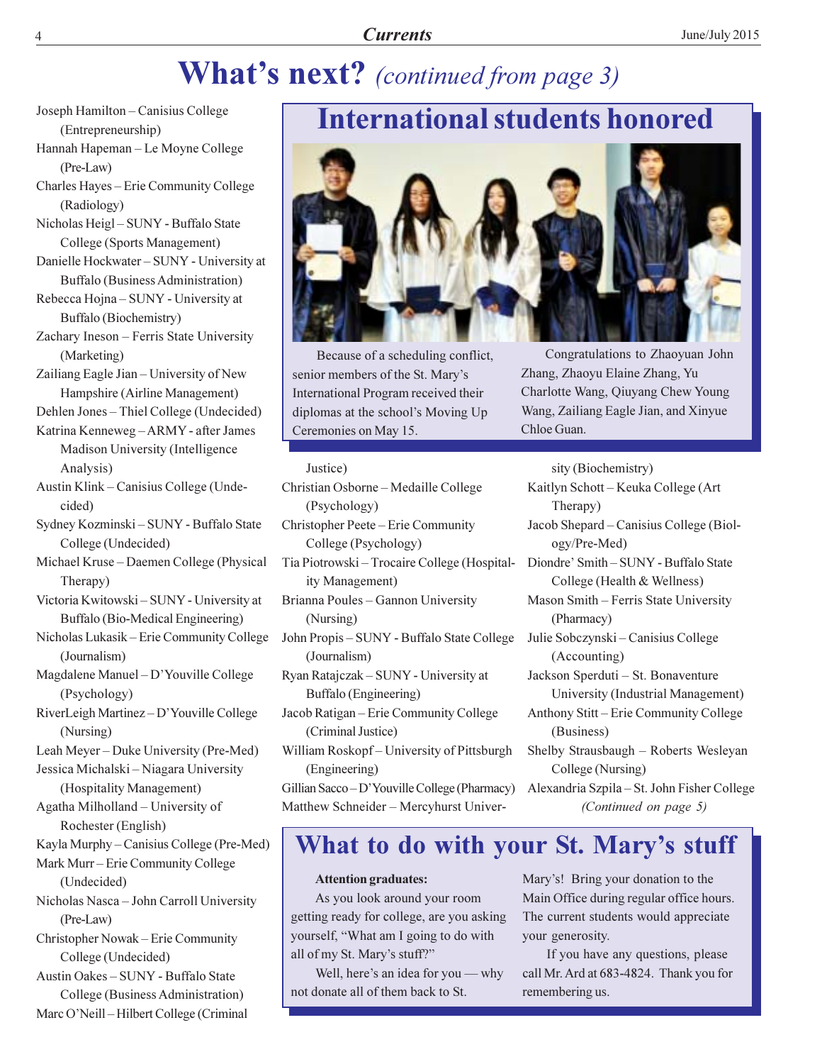# What's next? *(continued from page 3)*

Joseph Hamilton – Canisius College (Entrepreneurship)
Hannah Hapeman – Le Moyne College (Pre-Law)
Charles Hayes – Erie Community College (Radiology)
Nicholas Heigl – SUNY - Buffalo State College (Sports Management)
Danielle Hockwater – SUNY - University at Buffalo (Business Administration)
Rebecca Hojna – SUNY - University at Buffalo (Biochemistry)
Zachary Ineson – Ferris State University (Marketing)
Zailiang Eagle Jian – University of New Hampshire (Airline Management)
Dehlen Jones – Thiel College (Undecided)
Katrina Kenneweg – ARMY - after James Madison University (Intelligence Analysis)
Austin Klink – Canisius College (Undecided)
Sydney Kozminski – SUNY - Buffalo State College (Undecided)
Michael Kruse – Daemen College (Physical Therapy)
Victoria Kwitowski – SUNY - University at Buffalo (Bio-Medical Engineering)
Nicholas Lukasik – Erie Community College (Journalism)
Magdalene Manuel – D'Youville College (Psychology)
RiverLeigh Martinez – D'Youville College (Nursing)
Leah Meyer – Duke University (Pre-Med)
Jessica Michalski – Niagara University (Hospitality Management)
Agatha Milholland – University of Rochester (English)
Kayla Murphy – Canisius College (Pre-Med)
Mark Murr – Erie Community College (Undecided)
Nicholas Nasca – John Carroll University (Pre-Law)
Christopher Nowak – Erie Community College (Undecided)
Austin Oakes – SUNY - Buffalo State College (Business Administration)
Marc O'Neill – Hilbert College (Criminal Justice)
Christian Osborne – Medaille College (Psychology)
Christopher Peete – Erie Community College (Psychology)
Tia Piotrowski – Trocaire College (Hospitality Management)
Brianna Poules – Gannon University (Nursing)
John Propis – SUNY - Buffalo State College (Journalism)
Ryan Ratajczak – SUNY - University at Buffalo (Engineering)
Jacob Ratigan – Erie Community College (Criminal Justice)
William Roskopf – University of Pittsburgh (Engineering)
Gillian Sacco – D'Youville College (Pharmacy)
Matthew Schneider – Mercyhurst University (Biochemistry)
Kaitlyn Schott – Keuka College (Art Therapy)
Jacob Shepard – Canisius College (Biology/Pre-Med)
Diondre' Smith – SUNY - Buffalo State College (Health & Wellness)
Mason Smith – Ferris State University (Pharmacy)
Julie Sobczynski – Canisius College (Accounting)
Jackson Sperduti – St. Bonaventure University (Industrial Management)
Anthony Stitt – Erie Community College (Business)
Shelby Strausbaugh – Roberts Wesleyan College (Nursing)
Alexandria Szpila – St. John Fisher College

*(Continued on page 5)*

## International students honored

Because of a scheduling conflict, senior members of the St. Mary's International Program received their diplomas at the school's Moving Up Ceremonies on May 15.

Congratulations to Zhaoyuan John Zhang, Zhaoyu Elaine Zhang, Yu Charlotte Wang, Qiuyang Chew Young Wang, Zailiang Eagle Jian, and Xinyue Chloe Guan.

## What to do with your St. Mary's stuff

**Attention graduates:**

As you look around your room getting ready for college, are you asking yourself, "What am I going to do with all of my St. Mary's stuff?"

Well, here's an idea for you — why not donate all of them back to St. Mary's! Bring your donation to the Main Office during regular office hours. The current students would appreciate your generosity.

If you have any questions, please call Mr. Ard at 683-4824. Thank you for remembering us.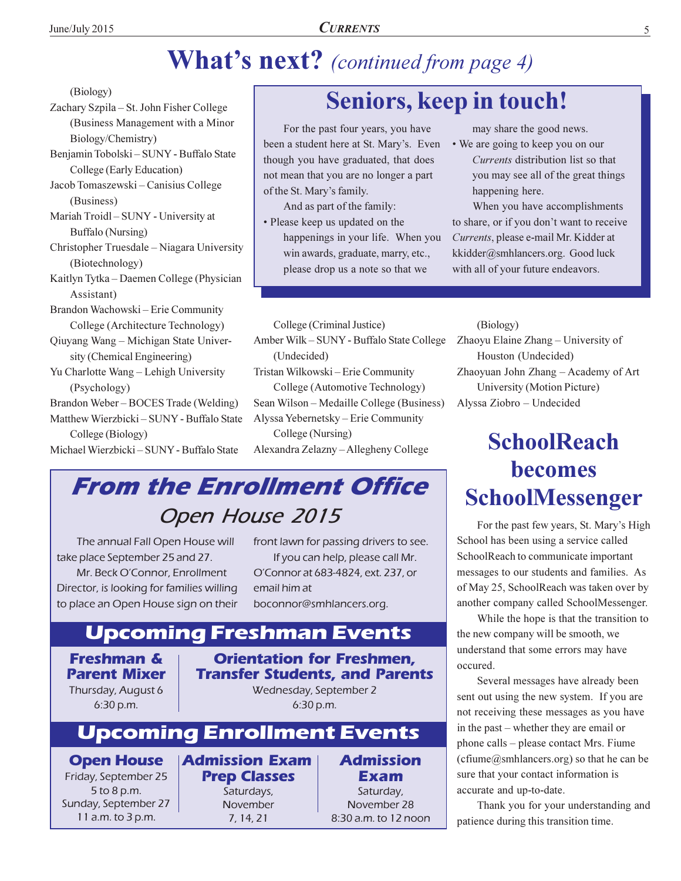# What's next? *(continued from page 4)*

(Biology)
Zachary Szpila – St. John Fisher College (Business Management with a Minor Biology/Chemistry)
Benjamin Tobolski – SUNY - Buffalo State College (Early Education)
Jacob Tomaszewski – Canisius College (Business)
Mariah Troidl – SUNY - University at Buffalo (Nursing)
Christopher Truesdale – Niagara University (Biotechnology)
Kaitlyn Tytka – Daemen College (Physician Assistant)
Brandon Wachowski – Erie Community College (Architecture Technology)
Qiuyang Wang – Michigan State University (Chemical Engineering)
Yu Charlotte Wang – Lehigh University (Psychology)
Brandon Weber – BOCES Trade (Welding)
Matthew Wierzbicki – SUNY - Buffalo State College (Biology)
Michael Wierzbicki – SUNY - Buffalo State College (Criminal Justice)
Amber Wilk – SUNY - Buffalo State College (Undecided)
Tristan Wilkowski – Erie Community College (Automotive Technology)
Sean Wilson – Medaille College (Business)
Alyssa Yebernetsky – Erie Community College (Nursing)
Alexandra Zelazny – Allegheny College (Biology)
Zhaoyu Elaine Zhang – University of Houston (Undecided)
Zhaoyuan John Zhang – Academy of Art University (Motion Picture)
Alyssa Ziobro – Undecided

## Seniors, keep in touch!

For the past four years, you have been a student here at St. Mary's. Even though you have graduated, that does not mean that you are no longer a part of the St. Mary's family.

And as part of the family:

- Please keep us updated on the happenings in your life. When you win awards, graduate, marry, etc., please drop us a note so that we may share the good news.
- We are going to keep you on our *Currents* distribution list so that you may see all of the great things happening here.

When you have accomplishments to share, or if you don't want to receive *Currents*, please e-mail Mr. Kidder at kkidder@smhlancers.org. Good luck with all of your future endeavors.

## *From the Enrollment Office*

### *Open House 2015*

The annual Fall Open House will take place September 25 and 27.

Mr. Beck O'Connor, Enrollment Director, is looking for families willing to place an Open House sign on their front lawn for passing drivers to see.

If you can help, please call Mr. O'Connor at 683-4824, ext. 237, or email him at boconnor@smhlancers.org.

### Upcoming Freshman Events

**Freshman & Parent Mixer**
Thursday, August 6
6:30 p.m.

**Orientation for Freshmen, Transfer Students, and Parents**
Wednesday, September 2
6:30 p.m.

### Upcoming Enrollment Events

**Open House**
Friday, September 25
5 to 8 p.m.
Sunday, September 27
11 a.m. to 3 p.m.

**Admission Exam Prep Classes**
Saturdays, November 7, 14, 21

**Admission Exam**
Saturday, November 28
8:30 a.m. to 12 noon

## SchoolReach becomes SchoolMessenger

For the past few years, St. Mary's High School has been using a service called SchoolReach to communicate important messages to our students and families. As of May 25, SchoolReach was taken over by another company called SchoolMessenger.

While the hope is that the transition to the new company will be smooth, we understand that some errors may have occured.

Several messages have already been sent out using the new system. If you are not receiving these messages as you have in the past – whether they are email or phone calls – please contact Mrs. Fiume (cfiume@smhlancers.org) so that he can be sure that your contact information is accurate and up-to-date.

Thank you for your understanding and patience during this transition time.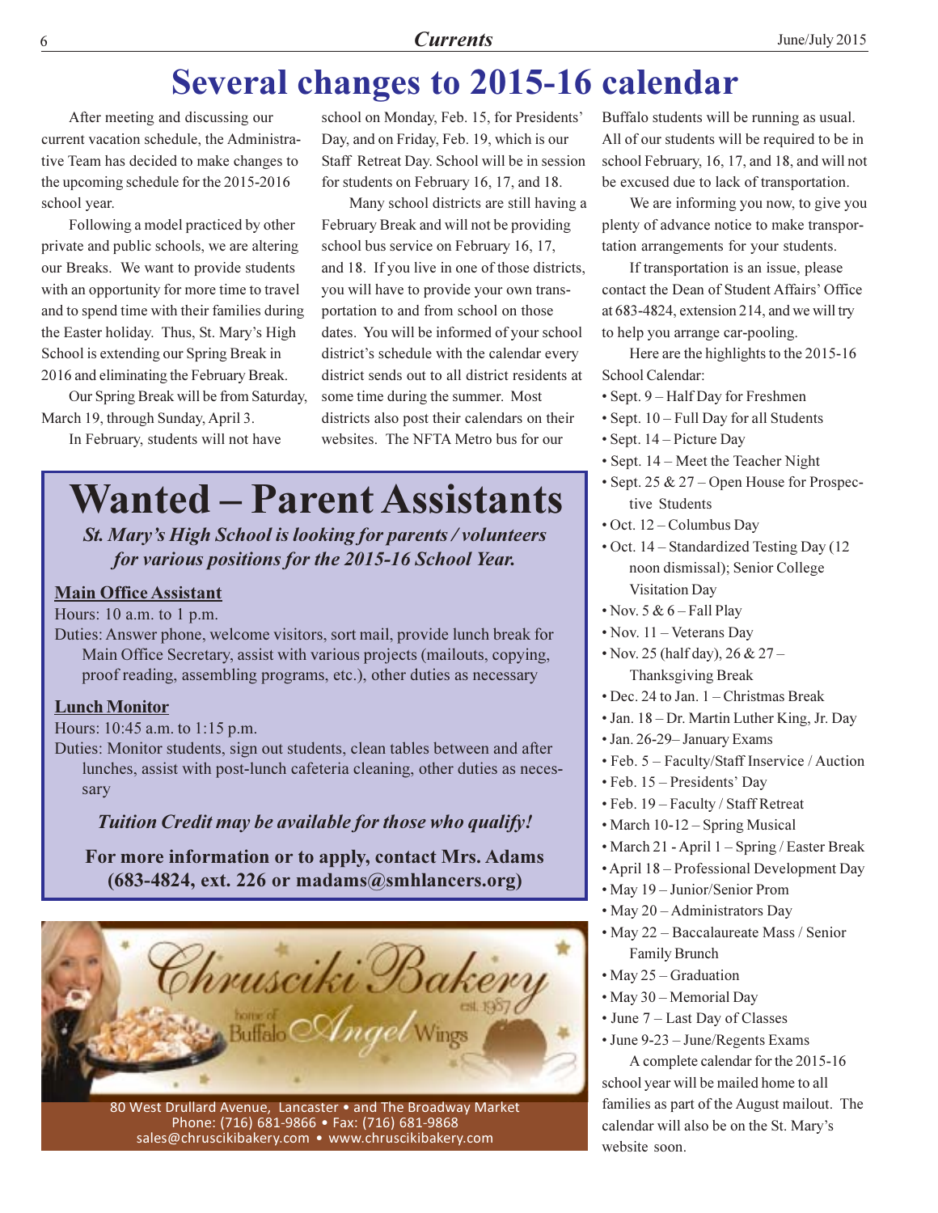# Several changes to 2015-16 calendar

After meeting and discussing our current vacation schedule, the Administrative Team has decided to make changes to the upcoming schedule for the 2015-2016 school year.

Following a model practiced by other private and public schools, we are altering our Breaks. We want to provide students with an opportunity for more time to travel and to spend time with their families during the Easter holiday. Thus, St. Mary's High School is extending our Spring Break in 2016 and eliminating the February Break.

Our Spring Break will be from Saturday, March 19, through Sunday, April 3.

In February, students will not have school on Monday, Feb. 15, for Presidents' Day, and on Friday, Feb. 19, which is our Staff Retreat Day. School will be in session for students on February 16, 17, and 18.

Many school districts are still having a February Break and will not be providing school bus service on February 16, 17, and 18. If you live in one of those districts, you will have to provide your own transportation to and from school on those dates. You will be informed of your school district's schedule with the calendar every district sends out to all district residents at some time during the summer. Most districts also post their calendars on their websites. The NFTA Metro bus for our Buffalo students will be running as usual. All of our students will be required to be in school February, 16, 17, and 18, and will not be excused due to lack of transportation.

We are informing you now, to give you plenty of advance notice to make transportation arrangements for your students.

If transportation is an issue, please contact the Dean of Student Affairs' Office at 683-4824, extension 214, and we will try to help you arrange car-pooling.

Here are the highlights to the 2015-16 School Calendar:

- Sept. 9 – Half Day for Freshmen
- Sept. 10 – Full Day for all Students
- Sept. 14 – Picture Day
- Sept. 14 – Meet the Teacher Night
- Sept. 25 & 27 – Open House for Prospective Students
- Oct. 12 – Columbus Day
- Oct. 14 – Standardized Testing Day (12 noon dismissal); Senior College Visitation Day
- Nov. 5 & 6 – Fall Play
- Nov. 11 – Veterans Day
- Nov. 25 (half day), 26 & 27 – Thanksgiving Break
- Dec. 24 to Jan. 1 – Christmas Break
- Jan. 18 – Dr. Martin Luther King, Jr. Day
- Jan. 26-29– January Exams
- Feb. 5 – Faculty/Staff Inservice / Auction
- Feb. 15 – Presidents' Day
- Feb. 19 – Faculty / Staff Retreat
- March 10-12 – Spring Musical
- March 21 - April 1 – Spring / Easter Break
- April 18 – Professional Development Day
- May 19 – Junior/Senior Prom
- May 20 – Administrators Day
- May 22 – Baccalaureate Mass / Senior Family Brunch
- May 25 – Graduation
- May 30 – Memorial Day
- June 7 – Last Day of Classes
- June 9-23 – June/Regents Exams

A complete calendar for the 2015-16 school year will be mailed home to all families as part of the August mailout. The calendar will also be on the St. Mary's website soon.

# Wanted – Parent Assistants

***St. Mary's High School is looking for parents / volunteers for various positions for the 2015-16 School Year.***

**Main Office Assistant**

Hours: 10 a.m. to 1 p.m.

Duties: Answer phone, welcome visitors, sort mail, provide lunch break for Main Office Secretary, assist with various projects (mailouts, copying, proof reading, assembling programs, etc.), other duties as necessary

**Lunch Monitor**

Hours: 10:45 a.m. to 1:15 p.m.

Duties: Monitor students, sign out students, clean tables between and after lunches, assist with post-lunch cafeteria cleaning, other duties as necessary

***Tuition Credit may be available for those who qualify!***

**For more information or to apply, contact Mrs. Adams (683-4824, ext. 226 or madams@smhlancers.org)**

Chrusciki Bakery est. 1987 home of Buffalo Angel Wings

80 West Drullard Avenue, Lancaster • and The Broadway Market
Phone: (716) 681-9866 • Fax: (716) 681-9868
sales@chruscikibakery.com • www.chruscikibakery.com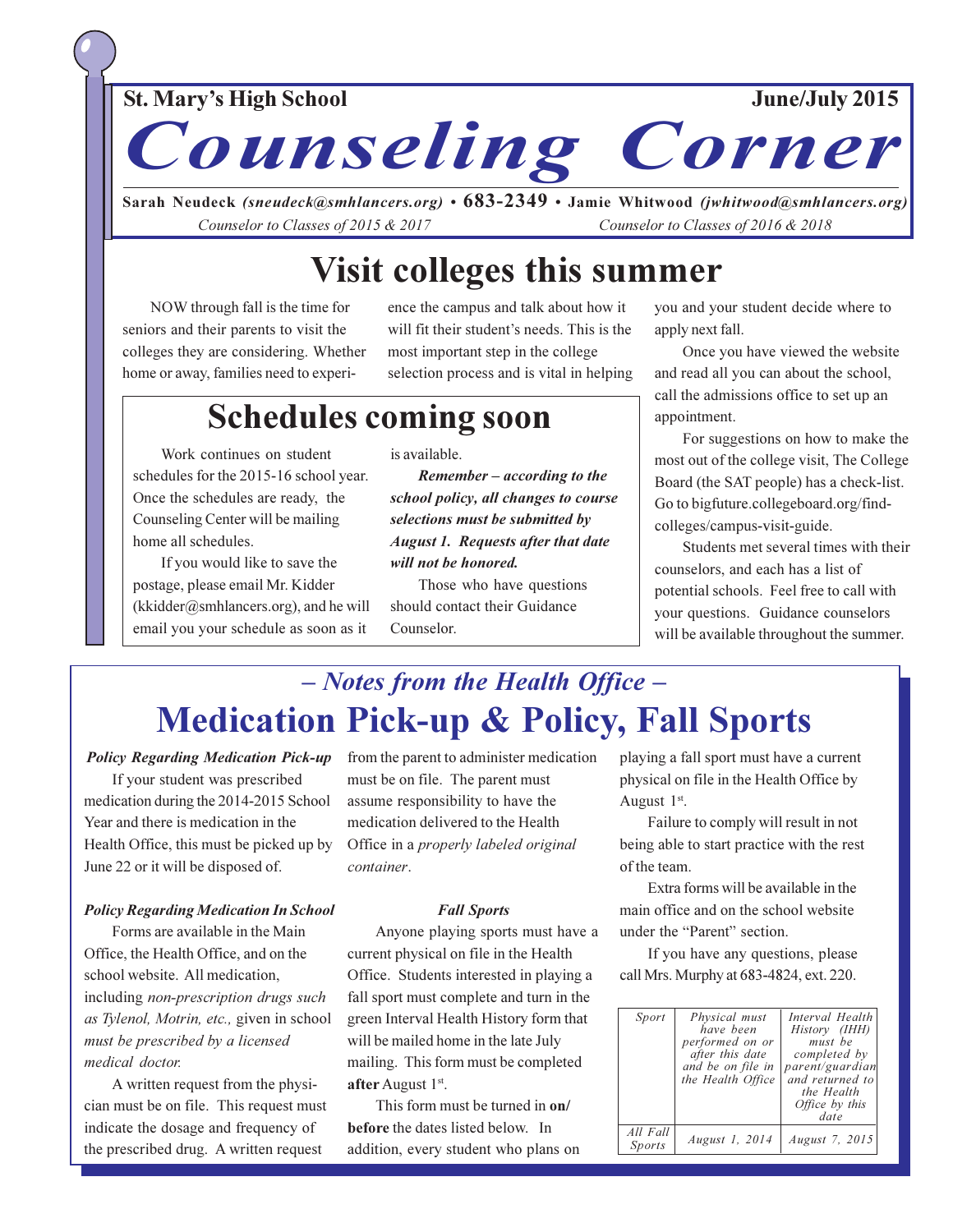**St. Mary's High School** **June/July 2015**

# *Counseling Corner*

**Sarah Neudeck** ***(sneudeck@smhlancers.org)*** • **683-2349** • **Jamie Whitwood** ***(jwhitwood@smhlancers.org)***

*Counselor to Classes of 2015 & 2017* *Counselor to Classes of 2016 & 2018*

## Visit colleges this summer

NOW through fall is the time for seniors and their parents to visit the colleges they are considering. Whether home or away, families need to experience the campus and talk about how it will fit their student's needs. This is the most important step in the college selection process and is vital in helping you and your student decide where to apply next fall.

Once you have viewed the website and read all you can about the school, call the admissions office to set up an appointment.

For suggestions on how to make the most out of the college visit, The College Board (the SAT people) has a check-list. Go to bigfuture.collegeboard.org/find-colleges/campus-visit-guide.

Students met several times with their counselors, and each has a list of potential schools. Feel free to call with your questions. Guidance counselors will be available throughout the summer.

## Schedules coming soon

Work continues on student schedules for the 2015-16 school year. Once the schedules are ready, the Counseling Center will be mailing home all schedules.

If you would like to save the postage, please email Mr. Kidder (kkidder@smhlancers.org), and he will email you your schedule as soon as it is available.

***Remember – according to the school policy, all changes to course selections must be submitted by August 1. Requests after that date will not be honored.***

Those who have questions should contact their Guidance Counselor.

### *– Notes from the Health Office –*

## Medication Pick-up & Policy, Fall Sports

***Policy Regarding Medication Pick-up***

If your student was prescribed medication during the 2014-2015 School Year and there is medication in the Health Office, this must be picked up by June 22 or it will be disposed of.

***Policy Regarding Medication In School***

Forms are available in the Main Office, the Health Office, and on the school website. All medication, including *non-prescription drugs such as Tylenol, Motrin, etc.,* given in school *must be prescribed by a licensed medical doctor.*

A written request from the physician must be on file. This request must indicate the dosage and frequency of the prescribed drug. A written request from the parent to administer medication must be on file. The parent must assume responsibility to have the medication delivered to the Health Office in a *properly labeled original container*.

***Fall Sports***

Anyone playing sports must have a current physical on file in the Health Office. Students interested in playing a fall sport must complete and turn in the green Interval Health History form that will be mailed home in the late July mailing. This form must be completed **after** August 1st.

This form must be turned in **on/before** the dates listed below. In addition, every student who plans on playing a fall sport must have a current physical on file in the Health Office by August 1st.

Failure to comply will result in not being able to start practice with the rest of the team.

Extra forms will be available in the main office and on the school website under the "Parent" section.

If you have any questions, please call Mrs. Murphy at 683-4824, ext. 220.

| *Sport* | *Physical must have been performed on or after this date and be on file in the Health Office* | *Interval Health History (IHH) must be completed by parent/guardian and returned to the Health Office by this date* |
|---|---|---|
| *All Fall Sports* | *August 1, 2014* | *August 7, 2015* |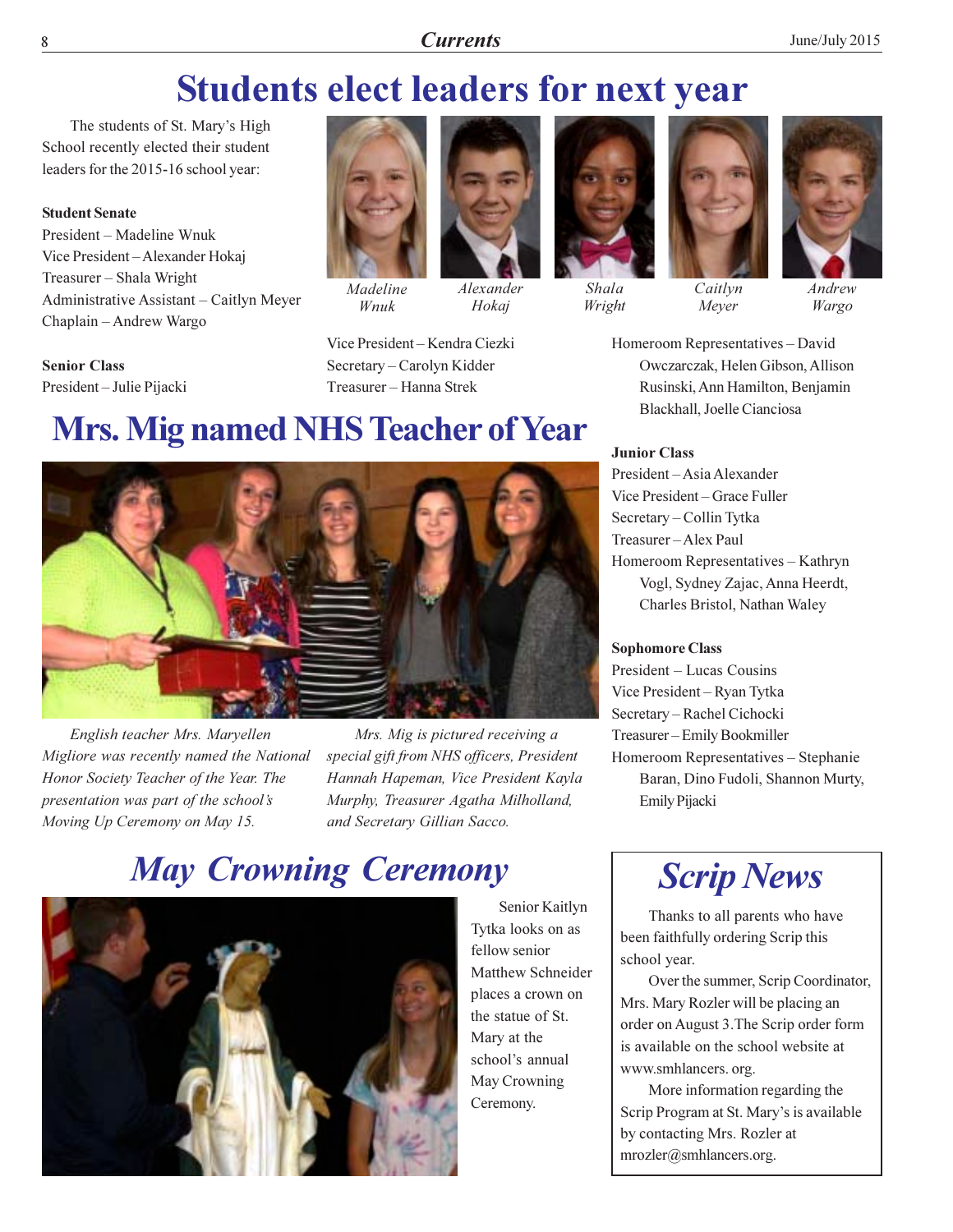# Students elect leaders for next year

The students of St. Mary's High School recently elected their student leaders for the 2015-16 school year:

**Student Senate**

President – Madeline Wnuk
Vice President – Alexander Hokaj
Treasurer – Shala Wright
Administrative Assistant – Caitlyn Meyer
Chaplain – Andrew Wargo

*Madeline Wnuk* *Alexander Hokaj* *Shala Wright* *Caitlyn Meyer* *Andrew Wargo*

**Senior Class**

President – Julie Pijacki
Vice President – Kendra Ciezki
Secretary – Carolyn Kidder
Treasurer – Hanna Strek
Homeroom Representatives – David Owczarczak, Helen Gibson, Allison Rusinski, Ann Hamilton, Benjamin Blackhall, Joelle Cianciosa

**Junior Class**

President – Asia Alexander
Vice President – Grace Fuller
Secretary – Collin Tytka
Treasurer – Alex Paul
Homeroom Representatives – Kathryn Vogl, Sydney Zajac, Anna Heerdt, Charles Bristol, Nathan Waley

**Sophomore Class**

President – Lucas Cousins
Vice President – Ryan Tytka
Secretary – Rachel Cichocki
Treasurer – Emily Bookmiller
Homeroom Representatives – Stephanie Baran, Dino Fudoli, Shannon Murty, Emily Pijacki

# Mrs. Mig named NHS Teacher of Year

*English teacher Mrs. Maryellen Migliore was recently named the National Honor Society Teacher of the Year. The presentation was part of the school's Moving Up Ceremony on May 15.*

*Mrs. Mig is pictured receiving a special gift from NHS officers, President Hannah Hapeman, Vice President Kayla Murphy, Treasurer Agatha Milholland, and Secretary Gillian Sacco.*

# *May Crowning Ceremony*

Senior Kaitlyn Tytka looks on as fellow senior Matthew Schneider places a crown on the statue of St. Mary at the school's annual May Crowning Ceremony.

# *Scrip News*

Thanks to all parents who have been faithfully ordering Scrip this school year.

Over the summer, Scrip Coordinator, Mrs. Mary Rozler will be placing an order on August 3.The Scrip order form is available on the school website at www.smhlancers. org.

More information regarding the Scrip Program at St. Mary's is available by contacting Mrs. Rozler at mrozler@smhlancers.org.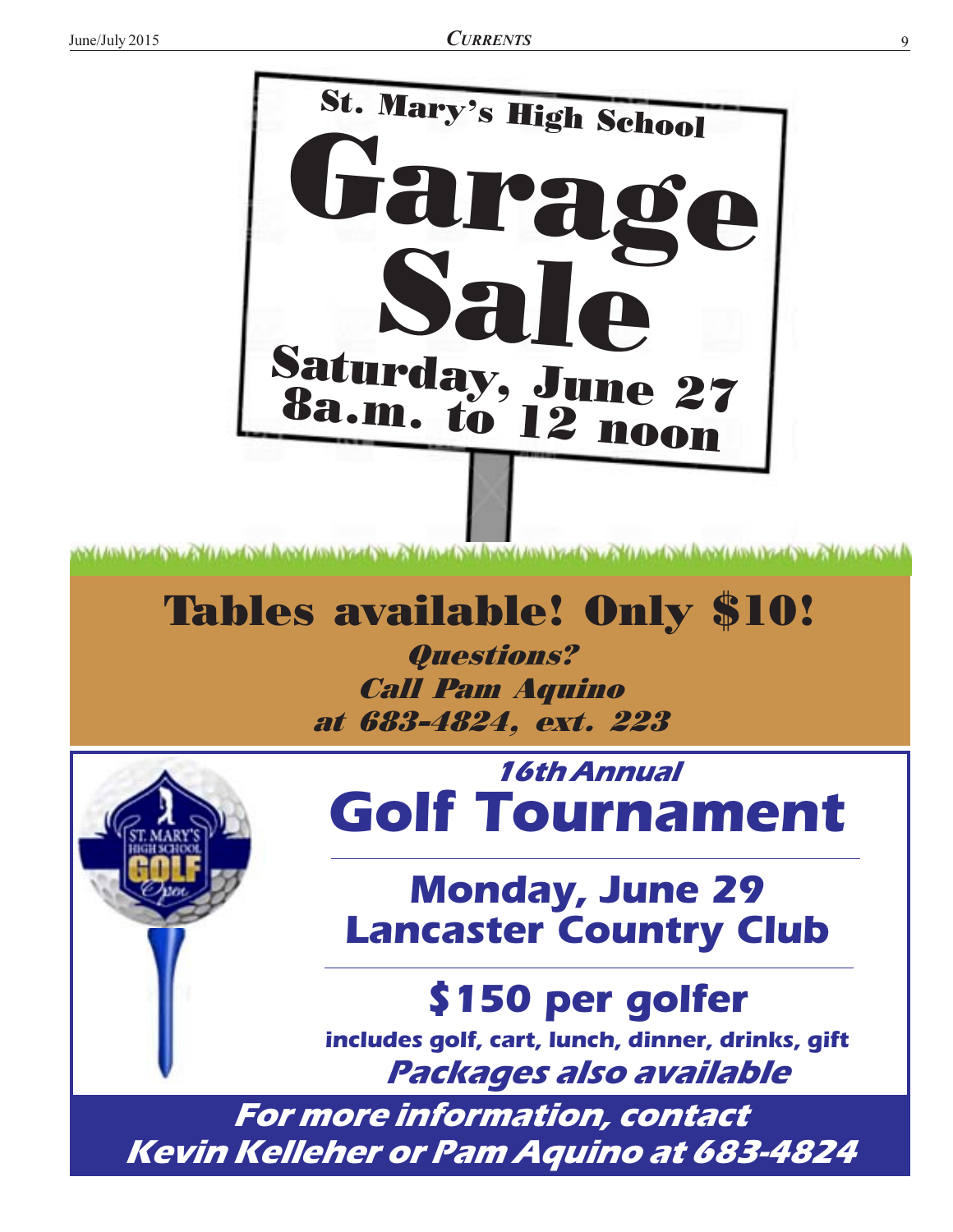## St. Mary's High School

# Garage Sale

**Saturday, June 27**
**8a.m. to 12 noon**

## Tables available! Only $10!

***Questions?***
***Call Pam Aquino***
***at 683-4824, ext. 223***

***16th Annual***

# Golf Tournament

**Monday, June 29**
**Lancaster Country Club**

## $150 per golfer

**includes golf, cart, lunch, dinner, drinks, gift**

***Packages also available***

***For more information, contact***
***Kevin Kelleher or Pam Aquino at 683-4824***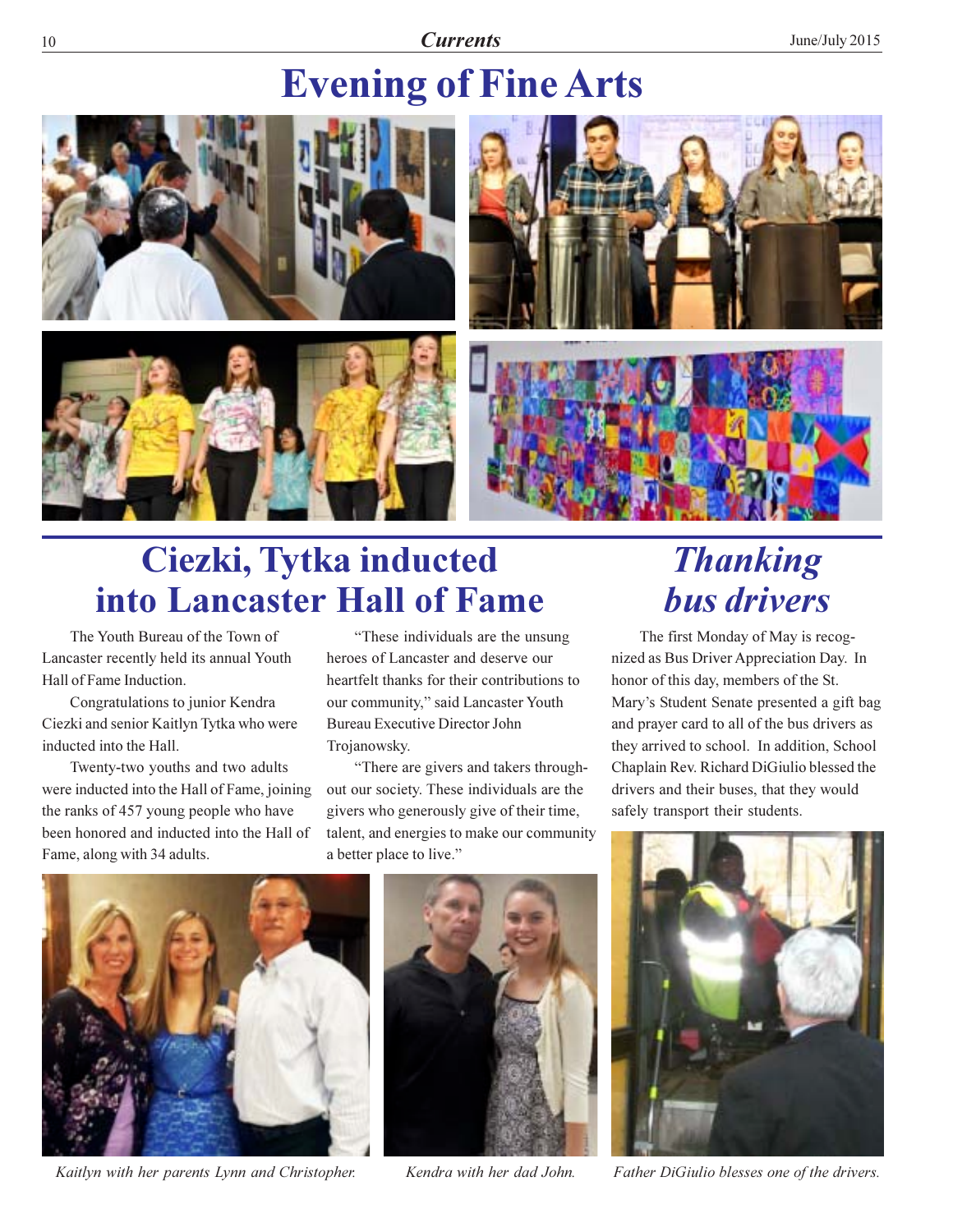# Evening of Fine Arts

## Ciezki, Tytka inducted into Lancaster Hall of Fame

The Youth Bureau of the Town of Lancaster recently held its annual Youth Hall of Fame Induction.

Congratulations to junior Kendra Ciezki and senior Kaitlyn Tytka who were inducted into the Hall.

Twenty-two youths and two adults were inducted into the Hall of Fame, joining the ranks of 457 young people who have been honored and inducted into the Hall of Fame, along with 34 adults.

"These individuals are the unsung heroes of Lancaster and deserve our heartfelt thanks for their contributions to our community," said Lancaster Youth Bureau Executive Director John Trojanowsky.

"There are givers and takers throughout our society. These individuals are the givers who generously give of their time, talent, and energies to make our community a better place to live."

*Kaitlyn with her parents Lynn and Christopher.*

*Kendra with her dad John.*

## *Thanking bus drivers*

The first Monday of May is recognized as Bus Driver Appreciation Day. In honor of this day, members of the St. Mary's Student Senate presented a gift bag and prayer card to all of the bus drivers as they arrived to school. In addition, School Chaplain Rev. Richard DiGiulio blessed the drivers and their buses, that they would safely transport their students.

*Father DiGiulio blesses one of the drivers.*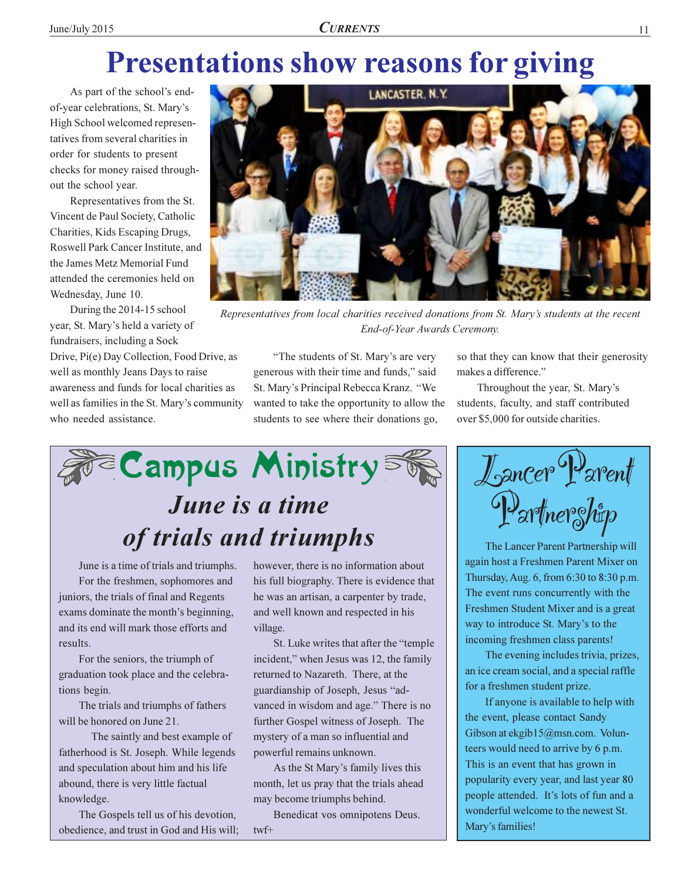# Presentations show reasons for giving

As part of the school's end-of-year celebrations, St. Mary's High School welcomed representatives from several charities in order for students to present checks for money raised throughout the school year.

Representatives from the St. Vincent de Paul Society, Catholic Charities, Kids Escaping Drugs, Roswell Park Cancer Institute, and the James Metz Memorial Fund attended the ceremonies held on Wednesday, June 10.

During the 2014-15 school year, St. Mary's held a variety of fundraisers, including a Sock Drive, Pi(e) Day Collection, Food Drive, as well as monthly Jeans Days to raise awareness and funds for local charities as well as families in the St. Mary's community who needed assistance.

*Representatives from local charities received donations from St. Mary's students at the recent End-of-Year Awards Ceremony.*

"The students of St. Mary's are very generous with their time and funds," said St. Mary's Principal Rebecca Kranz. "We wanted to take the opportunity to allow the students to see where their donations go, so that they can know that their generosity makes a difference."

Throughout the year, St. Mary's students, faculty, and staff contributed over $5,000 for outside charities.

## Campus Ministry

### *June is a time of trials and triumphs*

June is a time of trials and triumphs.

For the freshmen, sophomores and juniors, the trials of final and Regents exams dominate the month's beginning, and its end will mark those efforts and results.

For the seniors, the triumph of graduation took place and the celebrations begin.

The trials and triumphs of fathers will be honored on June 21.

The saintly and best example of fatherhood is St. Joseph. While legends and speculation about him and his life abound, there is very little factual knowledge.

The Gospels tell us of his devotion, obedience, and trust in God and His will; however, there is no information about his full biography. There is evidence that he was an artisan, a carpenter by trade, and well known and respected in his village.

St. Luke writes that after the "temple incident," when Jesus was 12, the family returned to Nazareth. There, at the guardianship of Joseph, Jesus "advanced in wisdom and age." There is no further Gospel witness of Joseph. The mystery of a man so influential and powerful remains unknown.

As the St Mary's family lives this month, let us pray that the trials ahead may become triumphs behind.

Benedicat vos omnipotens Deus.

twf+

## Lancer Parent Partnership

The Lancer Parent Partnership will again host a Freshmen Parent Mixer on Thursday, Aug. 6, from 6:30 to 8:30 p.m. The event runs concurrently with the Freshmen Student Mixer and is a great way to introduce St. Mary's to the incoming freshmen class parents!

The evening includes trivia, prizes, an ice cream social, and a special raffle for a freshmen student prize.

If anyone is available to help with the event, please contact Sandy Gibson at ekgib15@msn.com. Volunteers would need to arrive by 6 p.m. This is an event that has grown in popularity every year, and last year 80 people attended. It's lots of fun and a wonderful welcome to the newest St. Mary's families!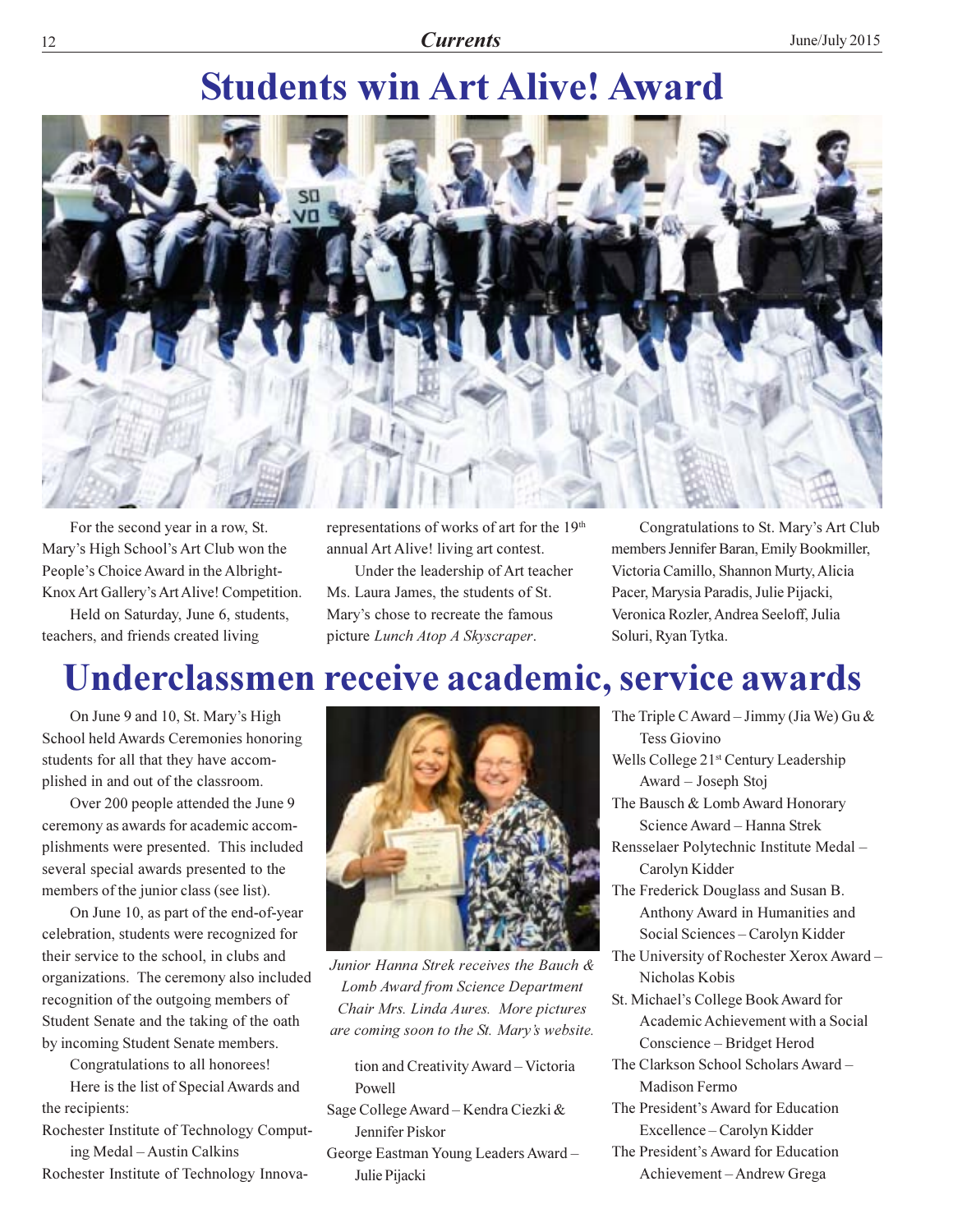# Students win Art Alive! Award

For the second year in a row, St. Mary's High School's Art Club won the People's Choice Award in the Albright-Knox Art Gallery's Art Alive! Competition.

Held on Saturday, June 6, students, teachers, and friends created living representations of works of art for the 19th annual Art Alive! living art contest.

Under the leadership of Art teacher Ms. Laura James, the students of St. Mary's chose to recreate the famous picture *Lunch Atop A Skyscraper*.

Congratulations to St. Mary's Art Club members Jennifer Baran, Emily Bookmiller, Victoria Camillo, Shannon Murty, Alicia Pacer, Marysia Paradis, Julie Pijacki, Veronica Rozler, Andrea Seeloff, Julia Soluri, Ryan Tytka.

# Underclassmen receive academic, service awards

On June 9 and 10, St. Mary's High School held Awards Ceremonies honoring students for all that they have accomplished in and out of the classroom.

Over 200 people attended the June 9 ceremony as awards for academic accomplishments were presented. This included several special awards presented to the members of the junior class (see list).

On June 10, as part of the end-of-year celebration, students were recognized for their service to the school, in clubs and organizations. The ceremony also included recognition of the outgoing members of Student Senate and the taking of the oath by incoming Student Senate members.

Congratulations to all honorees!

Here is the list of Special Awards and the recipients:

*Junior Hanna Strek receives the Bauch & Lomb Award from Science Department Chair Mrs. Linda Aures. More pictures are coming soon to the St. Mary's website.*

- Rochester Institute of Technology Computing Medal – Austin Calkins
- Rochester Institute of Technology Innovation and Creativity Award – Victoria Powell
- Sage College Award – Kendra Ciezki & Jennifer Piskor
- George Eastman Young Leaders Award – Julie Pijacki
- The Triple C Award – Jimmy (Jia We) Gu & Tess Giovino
- Wells College 21st Century Leadership Award – Joseph Stoj
- The Bausch & Lomb Award Honorary Science Award – Hanna Strek
- Rensselaer Polytechnic Institute Medal – Carolyn Kidder
- The Frederick Douglass and Susan B. Anthony Award in Humanities and Social Sciences – Carolyn Kidder
- The University of Rochester Xerox Award – Nicholas Kobis
- St. Michael's College Book Award for Academic Achievement with a Social Conscience – Bridget Herod
- The Clarkson School Scholars Award – Madison Fermo
- The President's Award for Education Excellence – Carolyn Kidder
- The President's Award for Education Achievement – Andrew Grega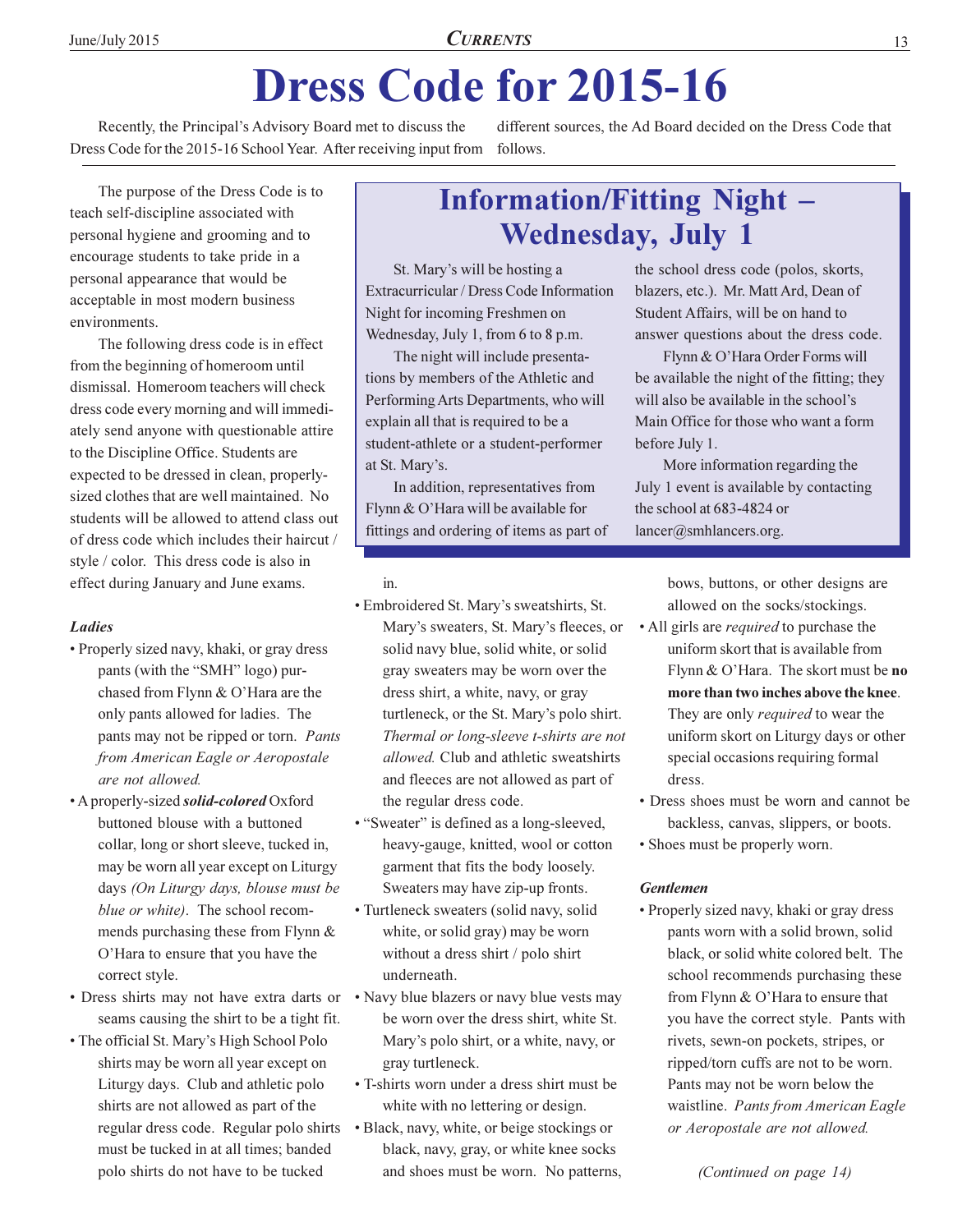# Dress Code for 2015-16

Recently, the Principal's Advisory Board met to discuss the Dress Code for the 2015-16 School Year. After receiving input from different sources, the Ad Board decided on the Dress Code that follows.

The purpose of the Dress Code is to teach self-discipline associated with personal hygiene and grooming and to encourage students to take pride in a personal appearance that would be acceptable in most modern business environments.

The following dress code is in effect from the beginning of homeroom until dismissal. Homeroom teachers will check dress code every morning and will immediately send anyone with questionable attire to the Discipline Office. Students are expected to be dressed in clean, properly-sized clothes that are well maintained. No students will be allowed to attend class out of dress code which includes their haircut / style / color. This dress code is also in effect during January and June exams.

## Information/Fitting Night – Wednesday, July 1

St. Mary's will be hosting a Extracurricular / Dress Code Information Night for incoming Freshmen on Wednesday, July 1, from 6 to 8 p.m.

The night will include presentations by members of the Athletic and Performing Arts Departments, who will explain all that is required to be a student-athlete or a student-performer at St. Mary's.

In addition, representatives from Flynn & O'Hara will be available for fittings and ordering of items as part of the school dress code (polos, skorts, blazers, etc.). Mr. Matt Ard, Dean of Student Affairs, will be on hand to answer questions about the dress code.

Flynn & O'Hara Order Forms will be available the night of the fitting; they will also be available in the school's Main Office for those who want a form before July 1.

More information regarding the July 1 event is available by contacting the school at 683-4824 or lancer@smhlancers.org.

### *Ladies*

- Properly sized navy, khaki, or gray dress pants (with the "SMH" logo) purchased from Flynn & O'Hara are the only pants allowed for ladies. The pants may not be ripped or torn. *Pants from American Eagle or Aeropostale are not allowed.*
- A properly-sized ***solid-colored*** Oxford buttoned blouse with a buttoned collar, long or short sleeve, tucked in, may be worn all year except on Liturgy days *(On Liturgy days, blouse must be blue or white)*. The school recommends purchasing these from Flynn & O'Hara to ensure that you have the correct style.
- Dress shirts may not have extra darts or seams causing the shirt to be a tight fit.
- The official St. Mary's High School Polo shirts may be worn all year except on Liturgy days. Club and athletic polo shirts are not allowed as part of the regular dress code. Regular polo shirts must be tucked in at all times; banded polo shirts do not have to be tucked in.
- Embroidered St. Mary's sweatshirts, St. Mary's sweaters, St. Mary's fleeces, or solid navy blue, solid white, or solid gray sweaters may be worn over the dress shirt, a white, navy, or gray turtleneck, or the St. Mary's polo shirt. *Thermal or long-sleeve t-shirts are not allowed.* Club and athletic sweatshirts and fleeces are not allowed as part of the regular dress code.
- "Sweater" is defined as a long-sleeved, heavy-gauge, knitted, wool or cotton garment that fits the body loosely. Sweaters may have zip-up fronts.
- Turtleneck sweaters (solid navy, solid white, or solid gray) may be worn without a dress shirt / polo shirt underneath.
- Navy blue blazers or navy blue vests may be worn over the dress shirt, white St. Mary's polo shirt, or a white, navy, or gray turtleneck.
- T-shirts worn under a dress shirt must be white with no lettering or design.
- Black, navy, white, or beige stockings or black, navy, gray, or white knee socks and shoes must be worn. No patterns, bows, buttons, or other designs are allowed on the socks/stockings.
- All girls are *required* to purchase the uniform skort that is available from Flynn & O'Hara. The skort must be **no more than two inches above the knee**. They are only *required* to wear the uniform skort on Liturgy days or other special occasions requiring formal dress.
- Dress shoes must be worn and cannot be backless, canvas, slippers, or boots.
- Shoes must be properly worn.

### *Gentlemen*

- Properly sized navy, khaki or gray dress pants worn with a solid brown, solid black, or solid white colored belt. The school recommends purchasing these from Flynn & O'Hara to ensure that you have the correct style. Pants with rivets, sewn-on pockets, stripes, or ripped/torn cuffs are not to be worn. Pants may not be worn below the waistline. *Pants from American Eagle or Aeropostale are not allowed.*

*(Continued on page 14)*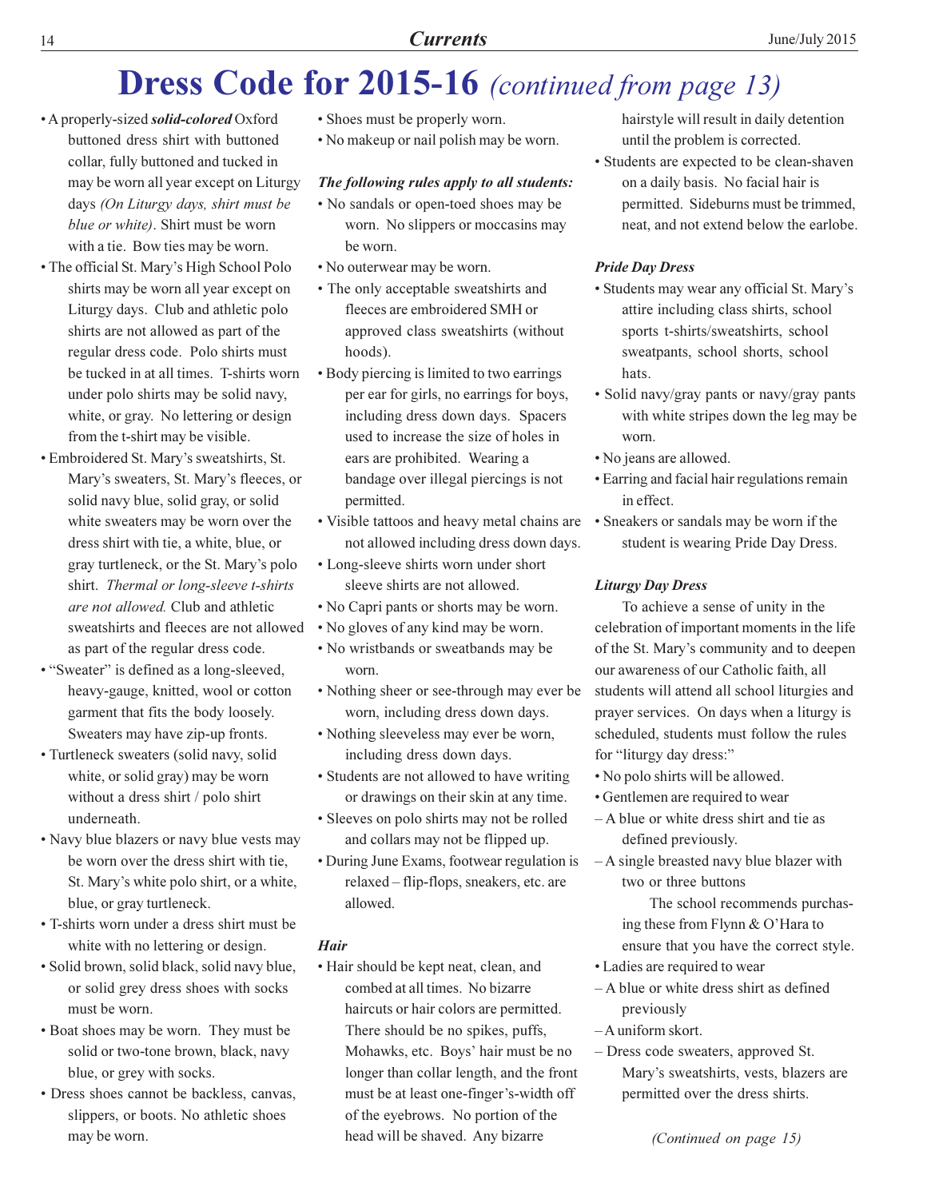# Dress Code for 2015-16 *(continued from page 13)*

- A properly-sized ***solid-colored*** Oxford buttoned dress shirt with buttoned collar, fully buttoned and tucked in may be worn all year except on Liturgy days *(On Liturgy days, shirt must be blue or white)*. Shirt must be worn with a tie. Bow ties may be worn.
- The official St. Mary's High School Polo shirts may be worn all year except on Liturgy days. Club and athletic polo shirts are not allowed as part of the regular dress code. Polo shirts must be tucked in at all times. T-shirts worn under polo shirts may be solid navy, white, or gray. No lettering or design from the t-shirt may be visible.
- Embroidered St. Mary's sweatshirts, St. Mary's sweaters, St. Mary's fleeces, or solid navy blue, solid gray, or solid white sweaters may be worn over the dress shirt with tie, a white, blue, or gray turtleneck, or the St. Mary's polo shirt. *Thermal or long-sleeve t-shirts are not allowed.* Club and athletic sweatshirts and fleeces are not allowed as part of the regular dress code.
- "Sweater" is defined as a long-sleeved, heavy-gauge, knitted, wool or cotton garment that fits the body loosely. Sweaters may have zip-up fronts.
- Turtleneck sweaters (solid navy, solid white, or solid gray) may be worn without a dress shirt / polo shirt underneath.
- Navy blue blazers or navy blue vests may be worn over the dress shirt with tie, St. Mary's white polo shirt, or a white, blue, or gray turtleneck.
- T-shirts worn under a dress shirt must be white with no lettering or design.
- Solid brown, solid black, solid navy blue, or solid grey dress shoes with socks must be worn.
- Boat shoes may be worn. They must be solid or two-tone brown, black, navy blue, or grey with socks.
- Dress shoes cannot be backless, canvas, slippers, or boots. No athletic shoes may be worn.
- Shoes must be properly worn.
- No makeup or nail polish may be worn.

***The following rules apply to all students:***

- No sandals or open-toed shoes may be worn. No slippers or moccasins may be worn.
- No outerwear may be worn.
- The only acceptable sweatshirts and fleeces are embroidered SMH or approved class sweatshirts (without hoods).
- Body piercing is limited to two earrings per ear for girls, no earrings for boys, including dress down days. Spacers used to increase the size of holes in ears are prohibited. Wearing a bandage over illegal piercings is not permitted.
- Visible tattoos and heavy metal chains are not allowed including dress down days.
- Long-sleeve shirts worn under short sleeve shirts are not allowed.
- No Capri pants or shorts may be worn.
- No gloves of any kind may be worn.
- No wristbands or sweatbands may be worn.
- Nothing sheer or see-through may ever be worn, including dress down days.
- Nothing sleeveless may ever be worn, including dress down days.
- Students are not allowed to have writing or drawings on their skin at any time.
- Sleeves on polo shirts may not be rolled and collars may not be flipped up.
- During June Exams, footwear regulation is relaxed – flip-flops, sneakers, etc. are allowed.

***Hair***

- Hair should be kept neat, clean, and combed at all times. No bizarre haircuts or hair colors are permitted. There should be no spikes, puffs, Mohawks, etc. Boys' hair must be no longer than collar length, and the front must be at least one-finger's-width off of the eyebrows. No portion of the head will be shaved. Any bizarre hairstyle will result in daily detention until the problem is corrected.
- Students are expected to be clean-shaven on a daily basis. No facial hair is permitted. Sideburns must be trimmed, neat, and not extend below the earlobe.

***Pride Day Dress***

- Students may wear any official St. Mary's attire including class shirts, school sports t-shirts/sweatshirts, school sweatpants, school shorts, school hats.
- Solid navy/gray pants or navy/gray pants with white stripes down the leg may be worn.
- No jeans are allowed.
- Earring and facial hair regulations remain in effect.
- Sneakers or sandals may be worn if the student is wearing Pride Day Dress.

***Liturgy Day Dress***

To achieve a sense of unity in the celebration of important moments in the life of the St. Mary's community and to deepen our awareness of our Catholic faith, all students will attend all school liturgies and prayer services. On days when a liturgy is scheduled, students must follow the rules for "liturgy day dress:"

- No polo shirts will be allowed.
- Gentlemen are required to wear
  - A blue or white dress shirt and tie as defined previously.
  - A single breasted navy blue blazer with two or three buttons

    The school recommends purchasing these from Flynn & O'Hara to ensure that you have the correct style.
- Ladies are required to wear
  - A blue or white dress shirt as defined previously
  - A uniform skort.
  - Dress code sweaters, approved St. Mary's sweatshirts, vests, blazers are permitted over the dress shirts.

*(Continued on page 15)*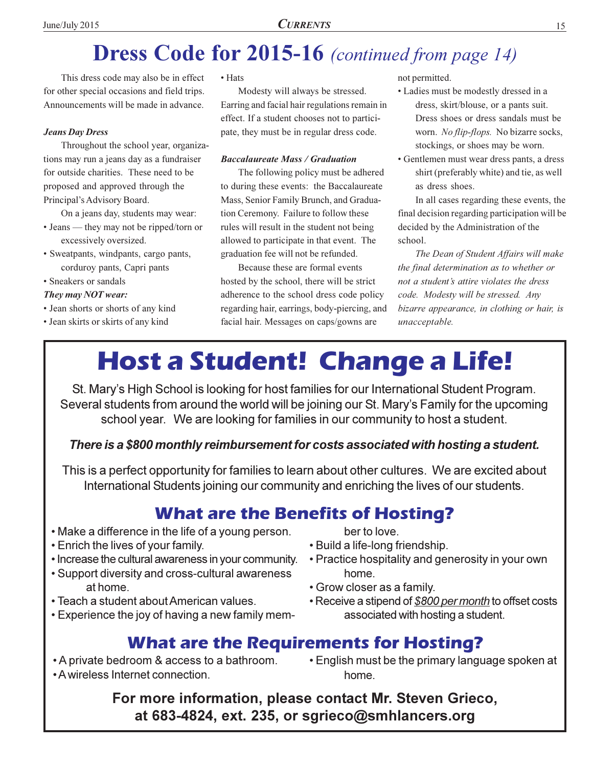# Dress Code for 2015-16 *(continued from page 14)*

This dress code may also be in effect for other special occasions and field trips. Announcements will be made in advance.

***Jeans Day Dress***

Throughout the school year, organizations may run a jeans day as a fundraiser for outside charities. These need to be proposed and approved through the Principal's Advisory Board.

On a jeans day, students may wear:

- Jeans — they may not be ripped/torn or excessively oversized.
- Sweatpants, windpants, cargo pants, corduroy pants, Capri pants
- Sneakers or sandals

***They may NOT wear:***

- Jean shorts or shorts of any kind
- Jean skirts or skirts of any kind
- Hats

Modesty will always be stressed. Earring and facial hair regulations remain in effect. If a student chooses not to participate, they must be in regular dress code.

***Baccalaureate Mass / Graduation***

The following policy must be adhered to during these events: the Baccalaureate Mass, Senior Family Brunch, and Graduation Ceremony. Failure to follow these rules will result in the student not being allowed to participate in that event. The graduation fee will not be refunded.

Because these are formal events hosted by the school, there will be strict adherence to the school dress code policy regarding hair, earrings, body-piercing, and facial hair. Messages on caps/gowns are not permitted.

- Ladies must be modestly dressed in a dress, skirt/blouse, or a pants suit. Dress shoes or dress sandals must be worn. *No flip-flops.* No bizarre socks, stockings, or shoes may be worn.
- Gentlemen must wear dress pants, a dress shirt (preferably white) and tie, as well as dress shoes.

In all cases regarding these events, the final decision regarding participation will be decided by the Administration of the school.

*The Dean of Student Affairs will make the final determination as to whether or not a student's attire violates the dress code. Modesty will be stressed. Any bizarre appearance, in clothing or hair, is unacceptable.*

# Host a Student! Change a Life!

St. Mary's High School is looking for host families for our International Student Program. Several students from around the world will be joining our St. Mary's Family for the upcoming school year. We are looking for families in our community to host a student.

***There is a $800 monthly reimbursement for costs associated with hosting a student.***

This is a perfect opportunity for families to learn about other cultures. We are excited about International Students joining our community and enriching the lives of our students.

## What are the Benefits of Hosting?

- Make a difference in the life of a young person.
- Enrich the lives of your family.
- Increase the cultural awareness in your community.
- Support diversity and cross-cultural awareness at home.
- Teach a student about American values.
- Experience the joy of having a new family member to love.
- Build a life-long friendship.
- Practice hospitality and generosity in your own home.
- Grow closer as a family.
- Receive a stipend of *$800 per month* to offset costs associated with hosting a student.

## What are the Requirements for Hosting?

- A private bedroom & access to a bathroom.
- A wireless Internet connection.
- English must be the primary language spoken at home.

**For more information, please contact Mr. Steven Grieco, at 683-4824, ext. 235, or sgrieco@smhlancers.org**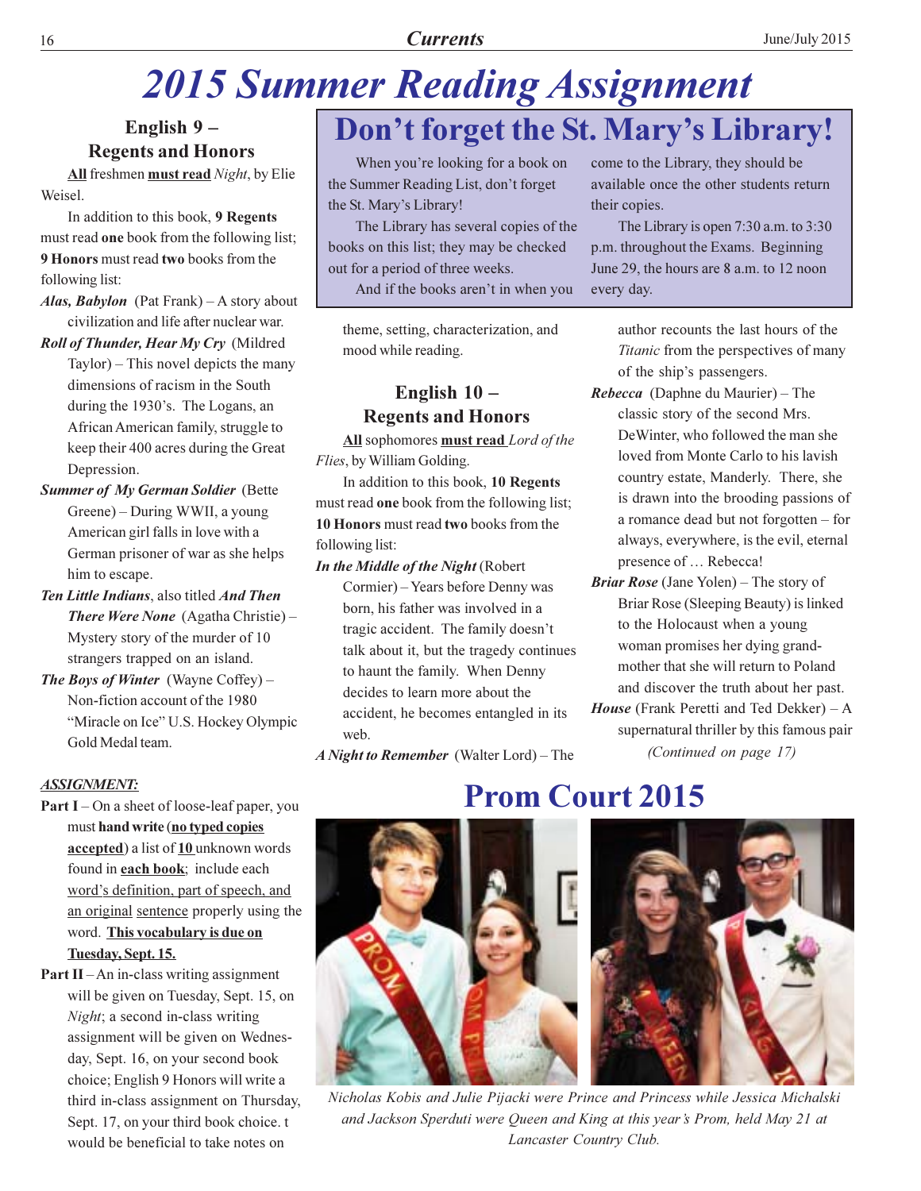# 2015 Summer Reading Assignment

## English 9 – Regents and Honors

**<u>All</u>** freshmen **<u>must read</u>** *Night*, by Elie Weisel.

In addition to this book, **9 Regents** must read **one** book from the following list; **9 Honors** must read **two** books from the following list:

***Alas, Babylon*** (Pat Frank) – A story about civilization and life after nuclear war.

***Roll of Thunder, Hear My Cry*** (Mildred Taylor) – This novel depicts the many dimensions of racism in the South during the 1930's. The Logans, an African American family, struggle to keep their 400 acres during the Great Depression.

***Summer of My German Soldier*** (Bette Greene) – During WWII, a young American girl falls in love with a German prisoner of war as she helps him to escape.

***Ten Little Indians***, also titled ***And Then There Were None*** (Agatha Christie) – Mystery story of the murder of 10 strangers trapped on an island.

***The Boys of Winter*** (Wayne Coffey) – Non-fiction account of the 1980 "Miracle on Ice" U.S. Hockey Olympic Gold Medal team.

***<u>ASSIGNMENT:</u>***

**Part I** – On a sheet of loose-leaf paper, you must **hand write** (**<u>no typed copies accepted</u>**) a list of **<u>10</u>** unknown words found in **<u>each book</u>**; include each <u>word's definition, part of speech, and an original sentence</u> properly using the word. **<u>This vocabulary is due on Tuesday, Sept. 15.</u>**

**Part II** – An in-class writing assignment will be given on Tuesday, Sept. 15, on *Night*; a second in-class writing assignment will be given on Wednesday, Sept. 16, on your second book choice; English 9 Honors will write a third in-class assignment on Thursday, Sept. 17, on your third book choice. t would be beneficial to take notes on theme, setting, characterization, and mood while reading.

## Don't forget the St. Mary's Library!

When you're looking for a book on the Summer Reading List, don't forget the St. Mary's Library!

The Library has several copies of the books on this list; they may be checked out for a period of three weeks.

And if the books aren't in when you come to the Library, they should be available once the other students return their copies.

The Library is open 7:30 a.m. to 3:30 p.m. throughout the Exams. Beginning June 29, the hours are 8 a.m. to 12 noon every day.

## English 10 – Regents and Honors

**<u>All</u>** sophomores **<u>must read</u>** *Lord of the Flies*, by William Golding.

In addition to this book, **10 Regents** must read **one** book from the following list; **10 Honors** must read **two** books from the following list:

***In the Middle of the Night*** (Robert Cormier) – Years before Denny was born, his father was involved in a tragic accident. The family doesn't talk about it, but the tragedy continues to haunt the family. When Denny decides to learn more about the accident, he becomes entangled in its web.

***A Night to Remember*** (Walter Lord) – The author recounts the last hours of the *Titanic* from the perspectives of many of the ship's passengers.

***Rebecca*** (Daphne du Maurier) – The classic story of the second Mrs. DeWinter, who followed the man she loved from Monte Carlo to his lavish country estate, Manderly. There, she is drawn into the brooding passions of a romance dead but not forgotten – for always, everywhere, is the evil, eternal presence of … Rebecca!

***Briar Rose*** (Jane Yolen) – The story of Briar Rose (Sleeping Beauty) is linked to the Holocaust when a young woman promises her dying grandmother that she will return to Poland and discover the truth about her past.

***House*** (Frank Peretti and Ted Dekker) – A supernatural thriller by this famous pair

*(Continued on page 17)*

## Prom Court 2015

*Nicholas Kobis and Julie Pijacki were Prince and Princess while Jessica Michalski and Jackson Sperduti were Queen and King at this year's Prom, held May 21 at Lancaster Country Club.*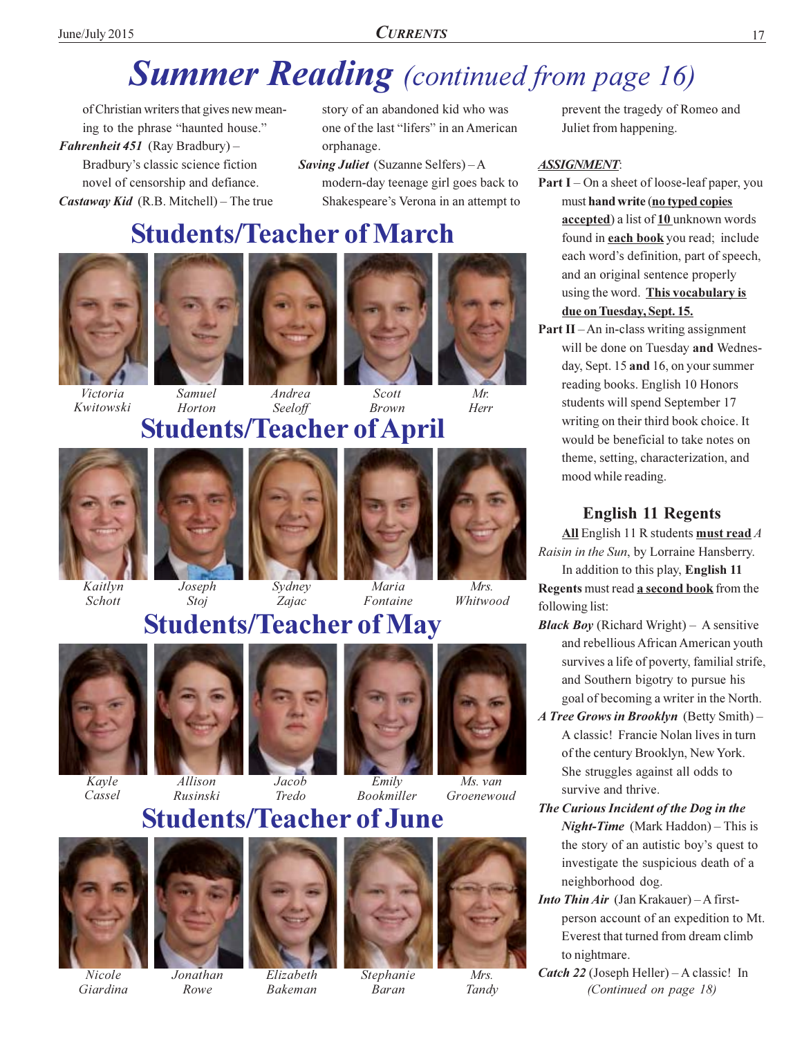# Summer Reading *(continued from page 16)*

of Christian writers that gives new meaning to the phrase "haunted house."

***Fahrenheit 451*** (Ray Bradbury) – Bradbury's classic science fiction novel of censorship and defiance.

***Castaway Kid*** (R.B. Mitchell) – The true story of an abandoned kid who was one of the last "lifers" in an American orphanage.

***Saving Juliet*** (Suzanne Selfers) – A modern-day teenage girl goes back to Shakespeare's Verona in an attempt to prevent the tragedy of Romeo and Juliet from happening.

***ASSIGNMENT***:

**Part I** – On a sheet of loose-leaf paper, you must **hand write** (**no typed copies accepted**) a list of **10** unknown words found in **each book** you read; include each word's definition, part of speech, and an original sentence properly using the word. **This vocabulary is due on Tuesday, Sept. 15.**

**Part II** – An in-class writing assignment will be done on Tuesday **and** Wednesday, Sept. 15 **and** 16, on your summer reading books. English 10 Honors students will spend September 17 writing on their third book choice. It would be beneficial to take notes on theme, setting, characterization, and mood while reading.

### English 11 Regents

**All** English 11 R students **must read** *A Raisin in the Sun*, by Lorraine Hansberry.

In addition to this play, **English 11 Regents** must read **a second book** from the following list:

***Black Boy*** (Richard Wright) – A sensitive and rebellious African American youth survives a life of poverty, familial strife, and Southern bigotry to pursue his goal of becoming a writer in the North.

***A Tree Grows in Brooklyn*** (Betty Smith) – A classic! Francie Nolan lives in turn of the century Brooklyn, New York. She struggles against all odds to survive and thrive.

***The Curious Incident of the Dog in the Night-Time*** (Mark Haddon) – This is the story of an autistic boy's quest to investigate the suspicious death of a neighborhood dog.

***Into Thin Air*** (Jan Krakauer) – A first-person account of an expedition to Mt. Everest that turned from dream climb to nightmare.

***Catch 22*** (Joseph Heller) – A classic! In

*(Continued on page 18)*

## Students/Teacher of March

*Victoria Kwitowski* · *Samuel Horton* · *Andrea Seeloff* · *Scott Brown* · *Mr. Herr*

## Students/Teacher of April

*Kaitlyn Schott* · *Joseph Stoj* · *Sydney Zajac* · *Maria Fontaine* · *Mrs. Whitwood*

## Students/Teacher of May

*Kayle Cassel* · *Allison Rusinski* · *Jacob Tredo* · *Emily Bookmiller* · *Ms. van Groenewoud*

## Students/Teacher of June

*Nicole Giardina* · *Jonathan Rowe* · *Elizabeth Bakeman* · *Stephanie Baran* · *Mrs. Tandy*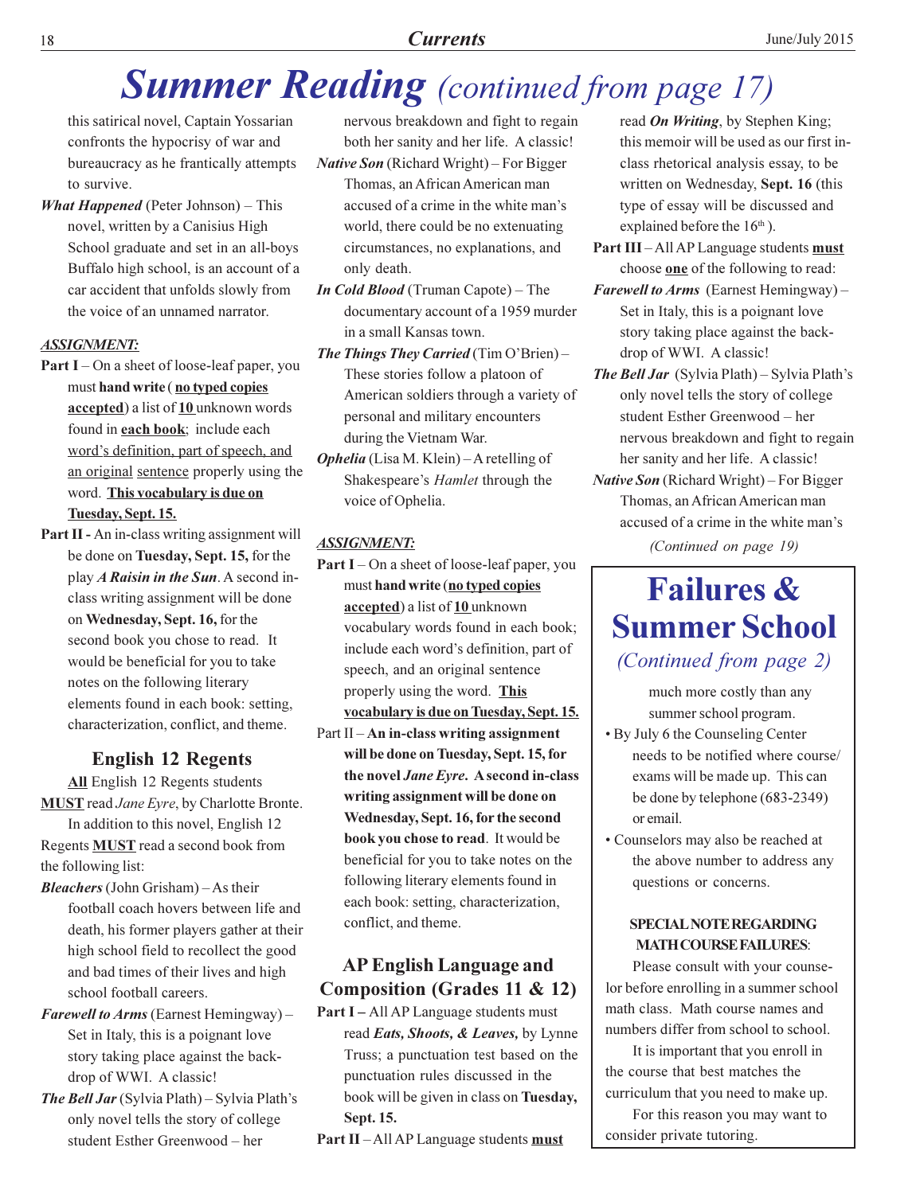# Summer Reading *(continued from page 17)*

this satirical novel, Captain Yossarian confronts the hypocrisy of war and bureaucracy as he frantically attempts to survive.

***What Happened*** (Peter Johnson) – This novel, written by a Canisius High School graduate and set in an all-boys Buffalo high school, is an account of a car accident that unfolds slowly from the voice of an unnamed narrator.

***ASSIGNMENT:***

**Part I** – On a sheet of loose-leaf paper, you must **hand write** ( **no typed copies accepted**) a list of **10** unknown words found in **each book**; include each word's definition, part of speech, and an original sentence properly using the word. **This vocabulary is due on Tuesday, Sept. 15.**

**Part II -** An in-class writing assignment will be done on **Tuesday, Sept. 15,** for the play ***A Raisin in the Sun***. A second in-class writing assignment will be done on **Wednesday, Sept. 16,** for the second book you chose to read. It would be beneficial for you to take notes on the following literary elements found in each book: setting, characterization, conflict, and theme.

## English 12 Regents

**All** English 12 Regents students **MUST** read *Jane Eyre*, by Charlotte Bronte.

In addition to this novel, English 12 Regents **MUST** read a second book from the following list:

***Bleachers*** (John Grisham) – As their football coach hovers between life and death, his former players gather at their high school field to recollect the good and bad times of their lives and high school football careers.

***Farewell to Arms*** (Earnest Hemingway) – Set in Italy, this is a poignant love story taking place against the back-drop of WWI. A classic!

***The Bell Jar*** (Sylvia Plath) – Sylvia Plath's only novel tells the story of college student Esther Greenwood – her nervous breakdown and fight to regain both her sanity and her life. A classic!

***Native Son*** (Richard Wright) – For Bigger Thomas, an African American man accused of a crime in the white man's world, there could be no extenuating circumstances, no explanations, and only death.

***In Cold Blood*** (Truman Capote) – The documentary account of a 1959 murder in a small Kansas town.

***The Things They Carried*** (Tim O'Brien) – These stories follow a platoon of American soldiers through a variety of personal and military encounters during the Vietnam War.

***Ophelia*** (Lisa M. Klein) – A retelling of Shakespeare's *Hamlet* through the voice of Ophelia.

***ASSIGNMENT:***

**Part I** – On a sheet of loose-leaf paper, you must **hand write** (**no typed copies accepted**) a list of **10** unknown vocabulary words found in each book; include each word's definition, part of speech, and an original sentence properly using the word. **This vocabulary is due on Tuesday, Sept. 15.**

Part II – **An in-class writing assignment will be done on Tuesday, Sept. 15, for the novel *Jane Eyre*. A second in-class writing assignment will be done on Wednesday, Sept. 16, for the second book you chose to read**. It would be beneficial for you to take notes on the following literary elements found in each book: setting, characterization, conflict, and theme.

## AP English Language and Composition (Grades 11 & 12)

**Part I –** All AP Language students must read ***Eats, Shoots, & Leaves,*** by Lynne Truss; a punctuation test based on the punctuation rules discussed in the book will be given in class on **Tuesday, Sept. 15.**

**Part II** – All AP Language students **must** read ***On Writing***, by Stephen King; this memoir will be used as our first in-class rhetorical analysis essay, to be written on Wednesday, **Sept. 16** (this type of essay will be discussed and explained before the 16th ).

**Part III** – All AP Language students **must** choose **one** of the following to read:

***Farewell to Arms*** (Earnest Hemingway) – Set in Italy, this is a poignant love story taking place against the back-drop of WWI. A classic!

***The Bell Jar*** (Sylvia Plath) – Sylvia Plath's only novel tells the story of college student Esther Greenwood – her nervous breakdown and fight to regain her sanity and her life. A classic!

***Native Son*** (Richard Wright) – For Bigger Thomas, an African American man accused of a crime in the white man's

*(Continued on page 19)*

## Failures & Summer School

*(Continued from page 2)*

much more costly than any summer school program.

- By July 6 the Counseling Center needs to be notified where course/ exams will be made up. This can be done by telephone (683-2349) or email.
- Counselors may also be reached at the above number to address any questions or concerns.

**SPECIAL NOTE REGARDING MATH COURSE FAILURES**:

Please consult with your counselor before enrolling in a summer school math class. Math course names and numbers differ from school to school.

It is important that you enroll in the course that best matches the curriculum that you need to make up.

For this reason you may want to consider private tutoring.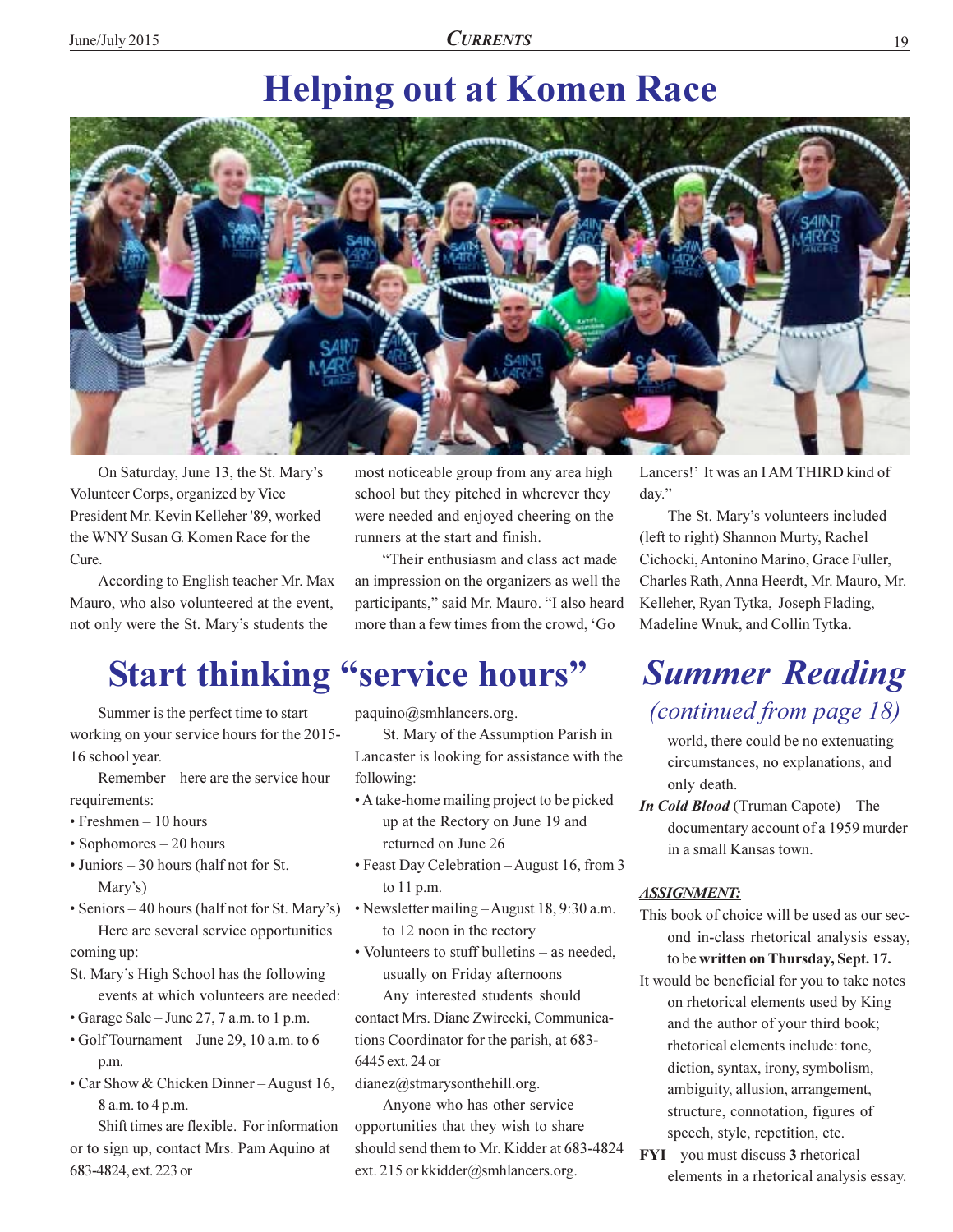# Helping out at Komen Race

On Saturday, June 13, the St. Mary's Volunteer Corps, organized by Vice President Mr. Kevin Kelleher '89, worked the WNY Susan G. Komen Race for the Cure.

According to English teacher Mr. Max Mauro, who also volunteered at the event, not only were the St. Mary's students the most noticeable group from any area high school but they pitched in wherever they were needed and enjoyed cheering on the runners at the start and finish.

"Their enthusiasm and class act made an impression on the organizers as well the participants," said Mr. Mauro. "I also heard more than a few times from the crowd, 'Go Lancers!' It was an I AM THIRD kind of day."

The St. Mary's volunteers included (left to right) Shannon Murty, Rachel Cichocki, Antonino Marino, Grace Fuller, Charles Rath, Anna Heerdt, Mr. Mauro, Mr. Kelleher, Ryan Tytka, Joseph Flading, Madeline Wnuk, and Collin Tytka.

# Start thinking "service hours"

Summer is the perfect time to start working on your service hours for the 2015-16 school year.

Remember – here are the service hour requirements:

- Freshmen – 10 hours
- Sophomores – 20 hours
- Juniors – 30 hours (half not for St. Mary's)
- Seniors – 40 hours (half not for St. Mary's)

Here are several service opportunities coming up:

St. Mary's High School has the following events at which volunteers are needed:

- Garage Sale – June 27, 7 a.m. to 1 p.m.
- Golf Tournament – June 29, 10 a.m. to 6 p.m.
- Car Show & Chicken Dinner – August 16, 8 a.m. to 4 p.m.

Shift times are flexible. For information or to sign up, contact Mrs. Pam Aquino at 683-4824, ext. 223 or paquino@smhlancers.org.

St. Mary of the Assumption Parish in Lancaster is looking for assistance with the following:

- A take-home mailing project to be picked up at the Rectory on June 19 and returned on June 26
- Feast Day Celebration – August 16, from 3 to 11 p.m.
- Newsletter mailing – August 18, 9:30 a.m. to 12 noon in the rectory
- Volunteers to stuff bulletins – as needed, usually on Friday afternoons

Any interested students should contact Mrs. Diane Zwirecki, Communications Coordinator for the parish, at 683-6445 ext. 24 or dianez@stmarysonthehill.org.

Anyone who has other service opportunities that they wish to share should send them to Mr. Kidder at 683-4824 ext. 215 or kkidder@smhlancers.org.

# *Summer Reading*

*(continued from page 18)*

world, there could be no extenuating circumstances, no explanations, and only death.

***In Cold Blood*** (Truman Capote) – The documentary account of a 1959 murder in a small Kansas town.

***ASSIGNMENT:***

This book of choice will be used as our second in-class rhetorical analysis essay, to be **written on Thursday, Sept. 17.**

It would be beneficial for you to take notes on rhetorical elements used by King and the author of your third book; rhetorical elements include: tone, diction, syntax, irony, symbolism, ambiguity, allusion, arrangement, structure, connotation, figures of speech, style, repetition, etc.

**FYI** – you must discuss **3** rhetorical elements in a rhetorical analysis essay.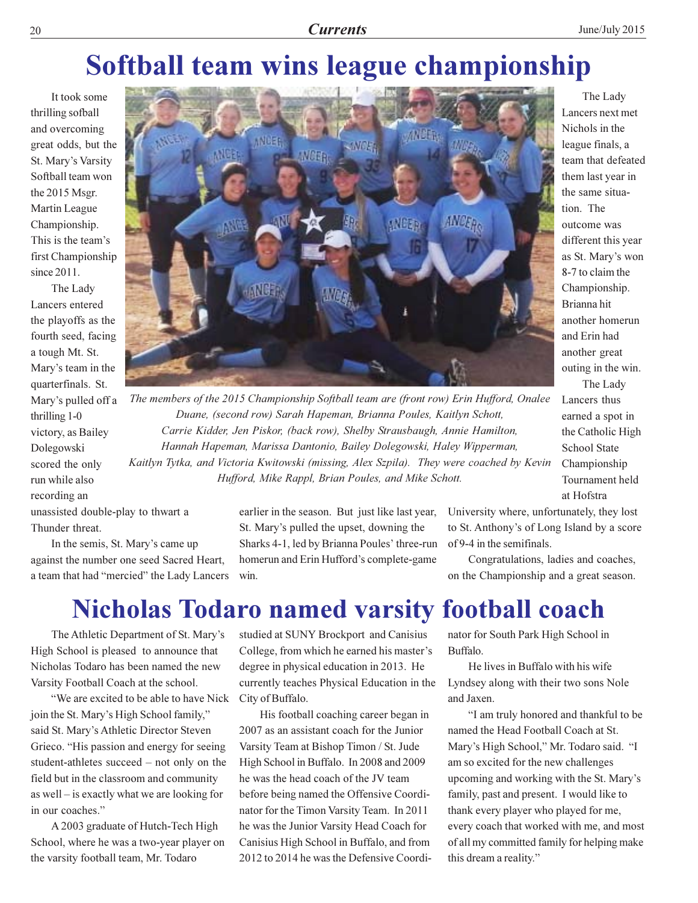# Softball team wins league championship

It took some thrilling sofball and overcoming great odds, but the St. Mary's Varsity Softball team won the 2015 Msgr. Martin League Championship. This is the team's first Championship since 2011.

The Lady Lancers entered the playoffs as the fourth seed, facing a tough Mt. St. Mary's team in the quarterfinals. St. Mary's pulled off a thrilling 1-0 victory, as Bailey Dolegowski scored the only run while also recording an unassisted double-play to thwart a Thunder threat.

In the semis, St. Mary's came up against the number one seed Sacred Heart, a team that had "mercied" the Lady Lancers earlier in the season. But just like last year, St. Mary's pulled the upset, downing the Sharks 4-1, led by Brianna Poules' three-run homerun and Erin Hufford's complete-game win.

The Lady Lancers next met Nichols in the league finals, a team that defeated them last year in the same situation. The outcome was different this year as St. Mary's won 8-7 to claim the Championship. Brianna hit another homerun and Erin had another great outing in the win.

The Lady Lancers thus earned a spot in the Catholic High School State Championship Tournament held at Hofstra University where, unfortunately, they lost to St. Anthony's of Long Island by a score of 9-4 in the semifinals.

Congratulations, ladies and coaches, on the Championship and a great season.

*The members of the 2015 Championship Softball team are (front row) Erin Hufford, Onalee Duane, (second row) Sarah Hapeman, Brianna Poules, Kaitlyn Schott, Carrie Kidder, Jen Piskor, (back row), Shelby Strausbaugh, Annie Hamilton, Hannah Hapeman, Marissa Dantonio, Bailey Dolegowski, Haley Wipperman, Kaitlyn Tytka, and Victoria Kwitowski (missing, Alex Szpila). They were coached by Kevin Hufford, Mike Rappl, Brian Poules, and Mike Schott.*

# Nicholas Todaro named varsity football coach

The Athletic Department of St. Mary's High School is pleased to announce that Nicholas Todaro has been named the new Varsity Football Coach at the school.

"We are excited to be able to have Nick join the St. Mary's High School family," said St. Mary's Athletic Director Steven Grieco. "His passion and energy for seeing student-athletes succeed – not only on the field but in the classroom and community as well – is exactly what we are looking for in our coaches."

A 2003 graduate of Hutch-Tech High School, where he was a two-year player on the varsity football team, Mr. Todaro studied at SUNY Brockport and Canisius College, from which he earned his master's degree in physical education in 2013. He currently teaches Physical Education in the City of Buffalo.

His football coaching career began in 2007 as an assistant coach for the Junior Varsity Team at Bishop Timon / St. Jude High School in Buffalo. In 2008 and 2009 he was the head coach of the JV team before being named the Offensive Coordinator for the Timon Varsity Team. In 2011 he was the Junior Varsity Head Coach for Canisius High School in Buffalo, and from 2012 to 2014 he was the Defensive Coordinator for South Park High School in Buffalo.

He lives in Buffalo with his wife Lyndsey along with their two sons Nole and Jaxen.

"I am truly honored and thankful to be named the Head Football Coach at St. Mary's High School," Mr. Todaro said. "I am so excited for the new challenges upcoming and working with the St. Mary's family, past and present. I would like to thank every player who played for me, every coach that worked with me, and most of all my committed family for helping make this dream a reality."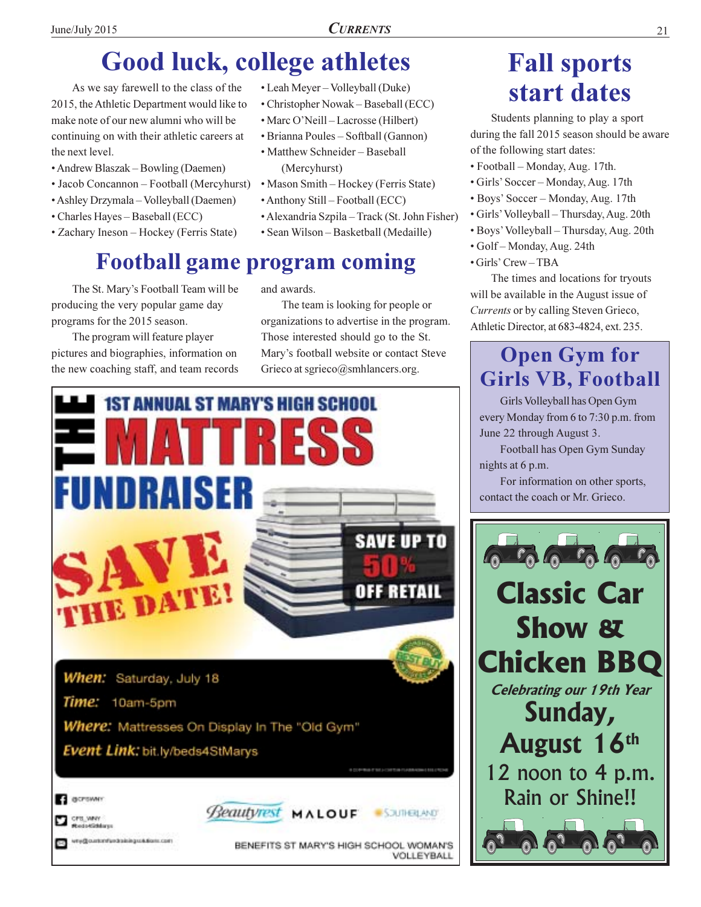# Good luck, college athletes

As we say farewell to the class of the 2015, the Athletic Department would like to make note of our new alumni who will be continuing on with their athletic careers at the next level.

- Andrew Blaszak – Bowling (Daemen)
- Jacob Concannon – Football (Mercyhurst)
- Ashley Drzymala – Volleyball (Daemen)
- Charles Hayes – Baseball (ECC)
- Zachary Ineson – Hockey (Ferris State)
- Leah Meyer – Volleyball (Duke)
- Christopher Nowak – Baseball (ECC)
- Marc O'Neill – Lacrosse (Hilbert)
- Brianna Poules – Softball (Gannon)
- Matthew Schneider – Baseball (Mercyhurst)
- Mason Smith – Hockey (Ferris State)
- Anthony Still – Football (ECC)
- Alexandria Szpila – Track (St. John Fisher)
- Sean Wilson – Basketball (Medaille)

# Football game program coming

The St. Mary's Football Team will be producing the very popular game day programs for the 2015 season.

The program will feature player pictures and biographies, information on the new coaching staff, and team records and awards.

The team is looking for people or organizations to advertise in the program. Those interested should go to the St. Mary's football website or contact Steve Grieco at sgrieco@smhlancers.org.

# THE 1ST ANNUAL ST MARY'S HIGH SCHOOL MATTRESS FUNDRAISER

SAVE THE DATE!

SAVE UP TO 50% OFF RETAIL

**When:** Saturday, July 18

**Time:** 10am-5pm

**Where:** Mattresses On Display In The "Old Gym"

**Event Link:** bit.ly/beds4StMarys

Beautyrest MALOUF SOUTHERLAND

BENEFITS ST MARY'S HIGH SCHOOL WOMAN'S VOLLEYBALL

# Fall sports start dates

Students planning to play a sport during the fall 2015 season should be aware of the following start dates:

- Football – Monday, Aug. 17th.
- Girls' Soccer – Monday, Aug. 17th
- Boys' Soccer – Monday, Aug. 17th
- Girls' Volleyball – Thursday, Aug. 20th
- Boys' Volleyball – Thursday, Aug. 20th
- Golf – Monday, Aug. 24th
- Girls' Crew – TBA

The times and locations for tryouts will be available in the August issue of *Currents* or by calling Steven Grieco, Athletic Director, at 683-4824, ext. 235.

# Open Gym for Girls VB, Football

Girls Volleyball has Open Gym every Monday from 6 to 7:30 p.m. from June 22 through August 3.

Football has Open Gym Sunday nights at 6 p.m.

For information on other sports, contact the coach or Mr. Grieco.

# Classic Car Show & Chicken BBQ

*Celebrating our 19th Year*

**Sunday, August 16th**

**12 noon to 4 p.m.**

**Rain or Shine!!**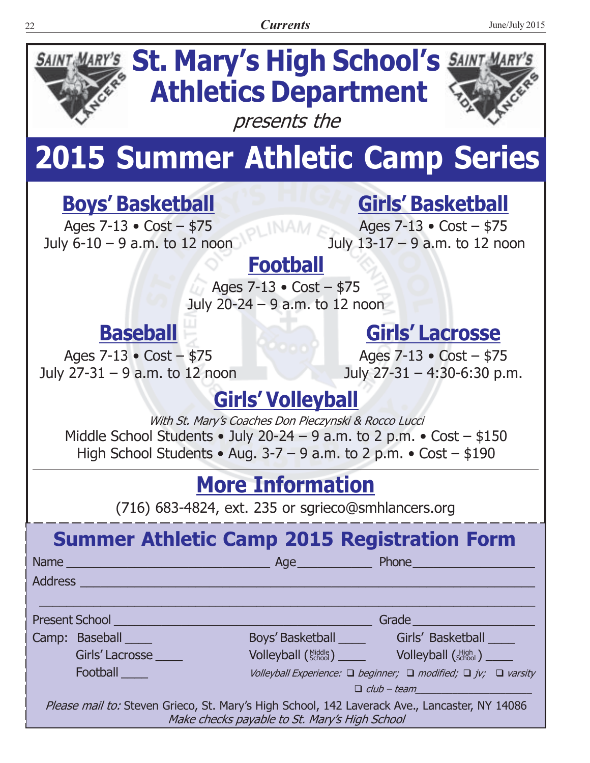# St. Mary's High School's Athletics Department

*presents the*

# 2015 Summer Athletic Camp Series

## Boys' Basketball

Ages 7-13 • Cost – $75
July 6-10 – 9 a.m. to 12 noon

## Girls' Basketball

Ages 7-13 • Cost – $75
July 13-17 – 9 a.m. to 12 noon

## Football

Ages 7-13 • Cost – $75
July 20-24 – 9 a.m. to 12 noon

## Baseball

Ages 7-13 • Cost – $75
July 27-31 – 9 a.m. to 12 noon

## Girls' Lacrosse

Ages 7-13 • Cost – $75
July 27-31 – 4:30-6:30 p.m.

## Girls' Volleyball

*With St. Mary's Coaches Don Pieczynski & Rocco Lucci*

Middle School Students • July 20-24 – 9 a.m. to 2 p.m. • Cost – $150
High School Students • Aug. 3-7 – 9 a.m. to 2 p.m. • Cost – $190

## More Information

(716) 683-4824, ext. 235 or sgrieco@smhlancers.org

---

## Summer Athletic Camp 2015 Registration Form

Name ______________________________ Age ___________ Phone _________________

Address ___________________________________________________________

___________________________________________________________________

Present School ______________________________________ Grade _________________

Camp: Baseball ____ Boys' Basketball ____ Girls' Basketball ____

Girls' Lacrosse ____ Volleyball (Middle School) ____ Volleyball (High School) ____

Football ____ *Volleyball Experience:* ❑ *beginner;* ❑ *modified;* ❑ *jv;* ❑ *varsity*

❑ *club – team*___________________

*Please mail to:* Steven Grieco, St. Mary's High School, 142 Laverack Ave., Lancaster, NY 14086

*Make checks payable to St. Mary's High School*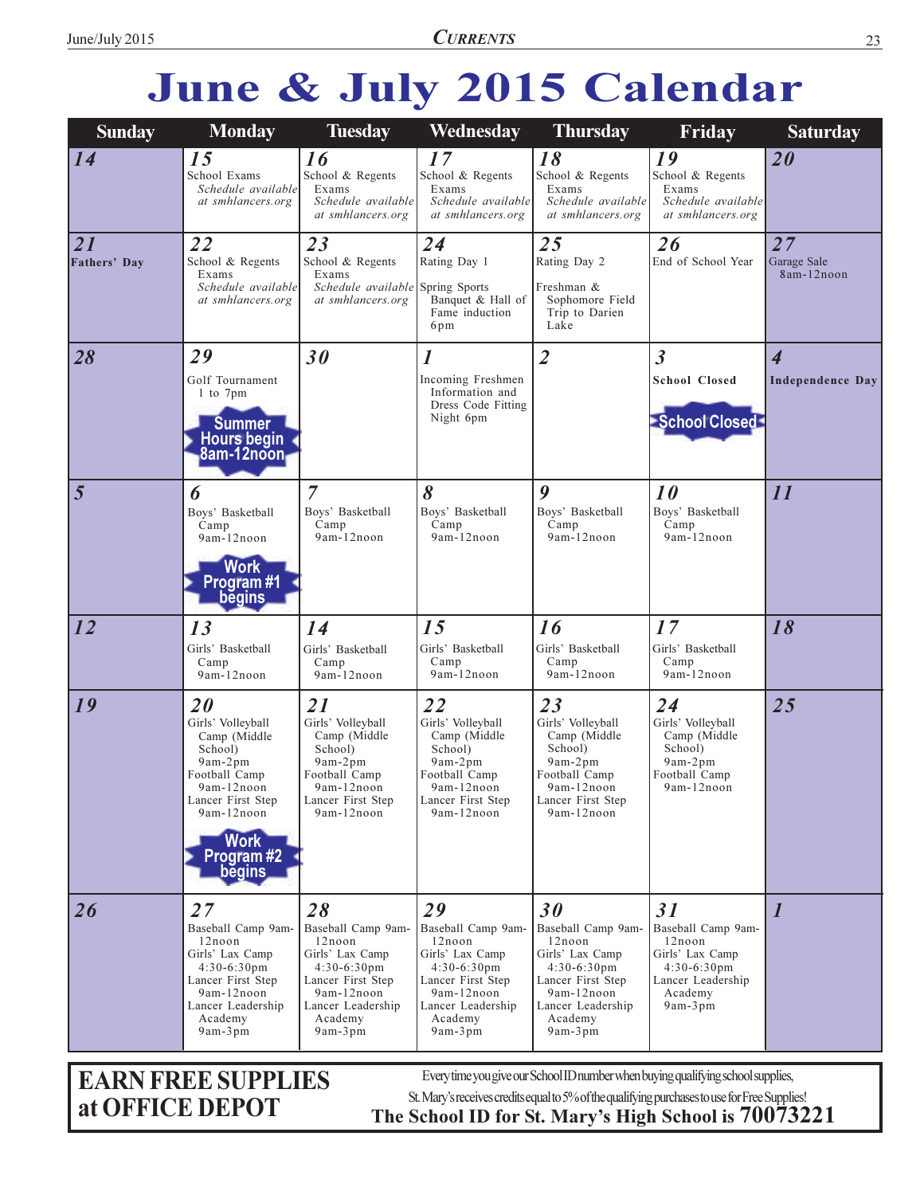# June & July 2015 Calendar

| Sunday | Monday | Tuesday | Wednesday | Thursday | Friday | Saturday |
|---|---|---|---|---|---|---|
| **14** | **15** School Exams *Schedule available at smhlancers.org* | **16** School & Regents Exams *Schedule available at smhlancers.org* | **17** School & Regents Exams *Schedule available at smhlancers.org* | **18** School & Regents Exams *Schedule available at smhlancers.org* | **19** School & Regents Exams *Schedule available at smhlancers.org* | **20** |
| **21** Fathers' Day | **22** School & Regents Exams *Schedule available at smhlancers.org* | **23** School & Regents Exams *Schedule available at smhlancers.org* | **24** Rating Day 1<br>Spring Sports Banquet & Hall of Fame induction 6pm | **25** Rating Day 2<br>Freshman & Sophomore Field Trip to Darien Lake | **26** End of School Year | **27** Garage Sale 8am-12noon |
| **28** | **29** Golf Tournament 1 to 7pm<br>**Summer Hours begin 8am-12noon** | **30** | **1** Incoming Freshmen Information and Dress Code Fitting Night 6pm | **2** | **3** **School Closed**<br>**School Closed** | **4** **Independence Day** |
| **5** | **6** Boys' Basketball Camp 9am-12noon<br>**Work Program #1 begins** | **7** Boys' Basketball Camp 9am-12noon | **8** Boys' Basketball Camp 9am-12noon | **9** Boys' Basketball Camp 9am-12noon | **10** Boys' Basketball Camp 9am-12noon | **11** |
| **12** | **13** Girls' Basketball Camp 9am-12noon | **14** Girls' Basketball Camp 9am-12noon | **15** Girls' Basketball Camp 9am-12noon | **16** Girls' Basketball Camp 9am-12noon | **17** Girls' Basketball Camp 9am-12noon | **18** |
| **19** | **20** Girls' Volleyball Camp (Middle School) 9am-2pm<br>Football Camp 9am-12noon<br>Lancer First Step 9am-12noon<br>**Work Program #2 begins** | **21** Girls' Volleyball Camp (Middle School) 9am-2pm<br>Football Camp 9am-12noon<br>Lancer First Step 9am-12noon | **22** Girls' Volleyball Camp (Middle School) 9am-2pm<br>Football Camp 9am-12noon<br>Lancer First Step 9am-12noon | **23** Girls' Volleyball Camp (Middle School) 9am-2pm<br>Football Camp 9am-12noon<br>Lancer First Step 9am-12noon | **24** Girls' Volleyball Camp (Middle School) 9am-2pm<br>Football Camp 9am-12noon | **25** |
| **26** | **27** Baseball Camp 9am-12noon<br>Girls' Lax Camp 4:30-6:30pm<br>Lancer First Step 9am-12noon<br>Lancer Leadership Academy 9am-3pm | **28** Baseball Camp 9am-12noon<br>Girls' Lax Camp 4:30-6:30pm<br>Lancer First Step 9am-12noon<br>Lancer Leadership Academy 9am-3pm | **29** Baseball Camp 9am-12noon<br>Girls' Lax Camp 4:30-6:30pm<br>Lancer First Step 9am-12noon<br>Lancer Leadership Academy 9am-3pm | **30** Baseball Camp 9am-12noon<br>Girls' Lax Camp 4:30-6:30pm<br>Lancer First Step 9am-12noon<br>Lancer Leadership Academy 9am-3pm | **31** Baseball Camp 9am-12noon<br>Girls' Lax Camp 4:30-6:30pm<br>Lancer Leadership Academy 9am-3pm | **1** |

**EARN FREE SUPPLIES at OFFICE DEPOT**

Every time you give our School ID number when buying qualifying school supplies, St. Mary's receives credits equal to 5% of the qualifying purchases to use for Free Supplies!

**The School ID for St. Mary's High School is 70073221**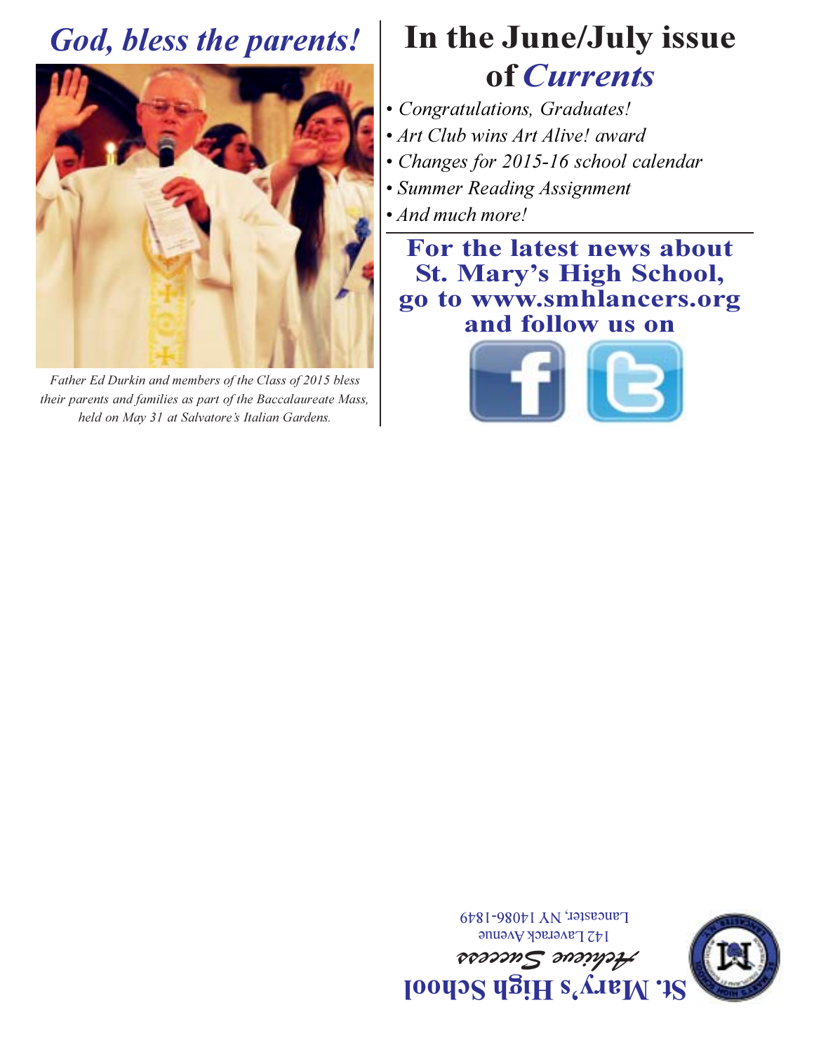## *God, bless the parents!*

*Father Ed Durkin and members of the Class of 2015 bless their parents and families as part of the Baccalaureate Mass, held on May 31 at Salvatore's Italian Gardens.*

## In the June/July issue of *Currents*

- *Congratulations, Graduates!*
- *Art Club wins Art Alive! award*
- *Changes for 2015-16 school calendar*
- *Summer Reading Assignment*
- *And much more!*

**For the latest news about St. Mary's High School, go to www.smhlancers.org and follow us on**

**St. Mary's High School**

*Achieve Success*

142 Laverack Avenue
Lancaster, NY 14086-1849